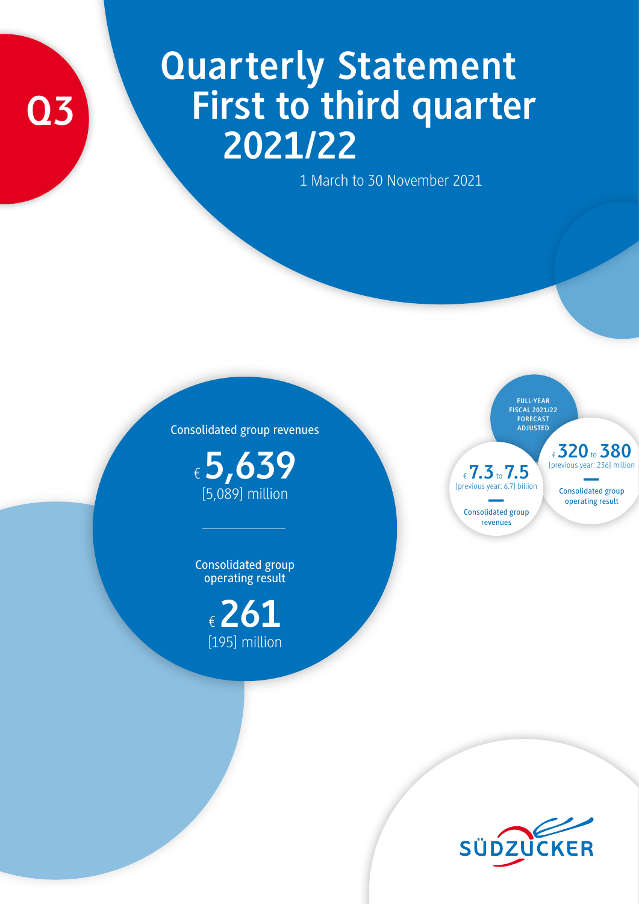Q3

# Quarterly Statement First to third quarter 2021/22

1 March to 30 November 2021

Consolidated group revenues

€ **5,639**
[5,089] million

Consolidated group operating result

€ **261**
[195] million

**FULL-YEAR FISCAL 2021/22 FORECAST ADJUSTED**

€ **7.3** to **7.5**
[previous year: 6.7] billion

Consolidated group revenues

€ **320** to **380**
[previous year: 236] million

Consolidated group operating result

SÜDZUCKER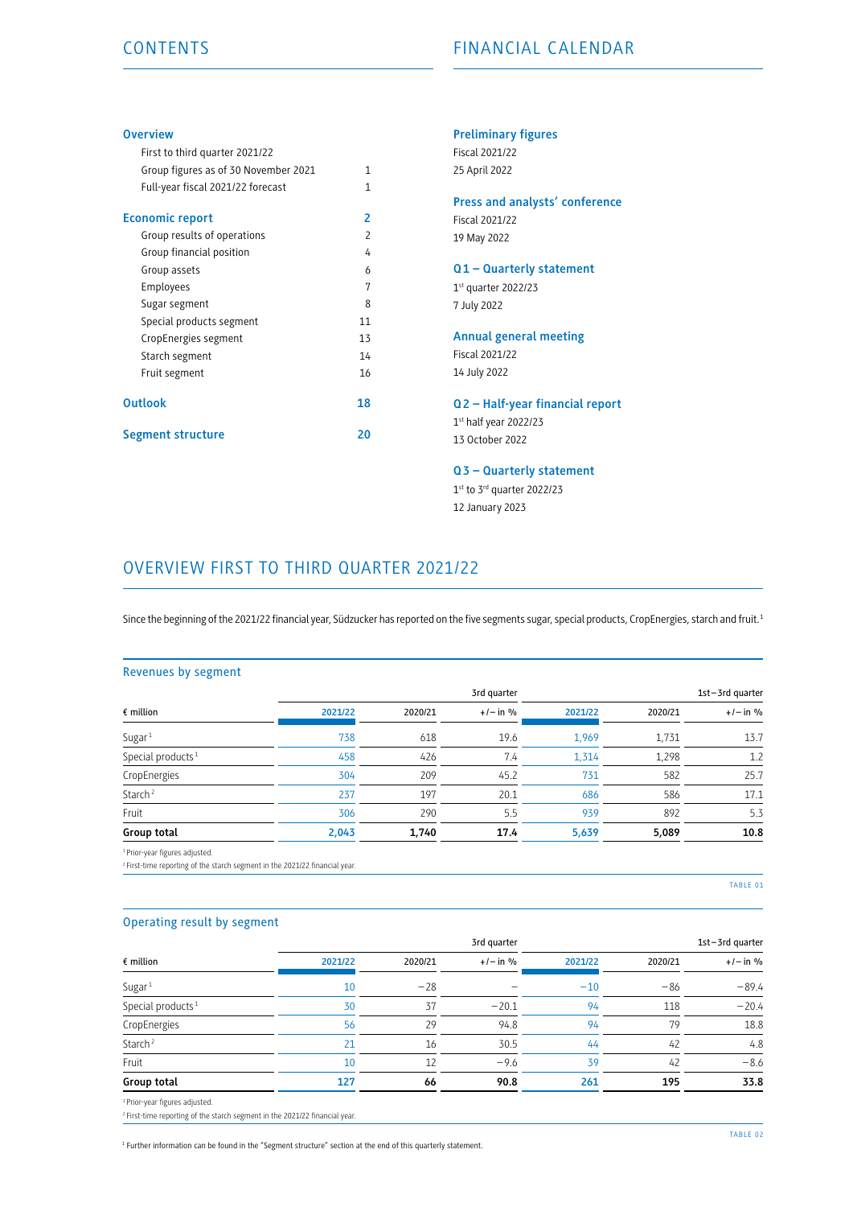# CONTENTS

**Overview**

| | |
|---|---|
| First to third quarter 2021/22 | |
| Group figures as of 30 November 2021 | 1 |
| Full-year fiscal 2021/22 forecast | 1 |

| | |
|---|---|
| **Economic report** | **2** |
| Group results of operations | 2 |
| Group financial position | 4 |
| Group assets | 6 |
| Employees | 7 |
| Sugar segment | 8 |
| Special products segment | 11 |
| CropEnergies segment | 13 |
| Starch segment | 14 |
| Fruit segment | 16 |

| | |
|---|---|
| **Outlook** | **18** |
| **Segment structure** | **20** |

# FINANCIAL CALENDAR

**Preliminary figures**
Fiscal 2021/22
25 April 2022

**Press and analysts' conference**
Fiscal 2021/22
19 May 2022

**Q1 – Quarterly statement**
1st quarter 2022/23
7 July 2022

**Annual general meeting**
Fiscal 2021/22
14 July 2022

**Q2 – Half-year financial report**
1st half year 2022/23
13 October 2022

**Q3 – Quarterly statement**
1st to 3rd quarter 2022/23
12 January 2023

# OVERVIEW FIRST TO THIRD QUARTER 2021/22

Since the beginning of the 2021/22 financial year, Südzucker has reported on the five segments sugar, special products, CropEnergies, starch and fruit.[1]

## Revenues by segment

| | 3rd quarter | | | 1st–3rd quarter | | |
|---|---|---|---|---|---|---|
| € million | 2021/22 | 2020/21 | +/– in % | 2021/22 | 2020/21 | +/– in % |
| Sugar[1] | 738 | 618 | 19.6 | 1,969 | 1,731 | 13.7 |
| Special products[1] | 458 | 426 | 7.4 | 1,314 | 1,298 | 1.2 |
| CropEnergies | 304 | 209 | 45.2 | 731 | 582 | 25.7 |
| Starch[2] | 237 | 197 | 20.1 | 686 | 586 | 17.1 |
| Fruit | 306 | 290 | 5.5 | 939 | 892 | 5.3 |
| **Group total** | **2,043** | **1,740** | **17.4** | **5,639** | **5,089** | **10.8** |

[1] Prior-year figures adjusted.
[2] First-time reporting of the starch segment in the 2021/22 financial year.

TABLE 01

## Operating result by segment

| | 3rd quarter | | | 1st–3rd quarter | | |
|---|---|---|---|---|---|---|
| € million | 2021/22 | 2020/21 | +/– in % | 2021/22 | 2020/21 | +/– in % |
| Sugar[1] | 10 | –28 | – | –10 | –86 | –89.4 |
| Special products[1] | 30 | 37 | –20.1 | 94 | 118 | –20.4 |
| CropEnergies | 56 | 29 | 94.8 | 94 | 79 | 18.8 |
| Starch[2] | 21 | 16 | 30.5 | 44 | 42 | 4.8 |
| Fruit | 10 | 12 | –9.6 | 39 | 42 | –8.6 |
| **Group total** | **127** | **66** | **90.8** | **261** | **195** | **33.8** |

[1] Prior-year figures adjusted.
[2] First-time reporting of the starch segment in the 2021/22 financial year.

TABLE 02

[1] Further information can be found in the "Segment structure" section at the end of this quarterly statement.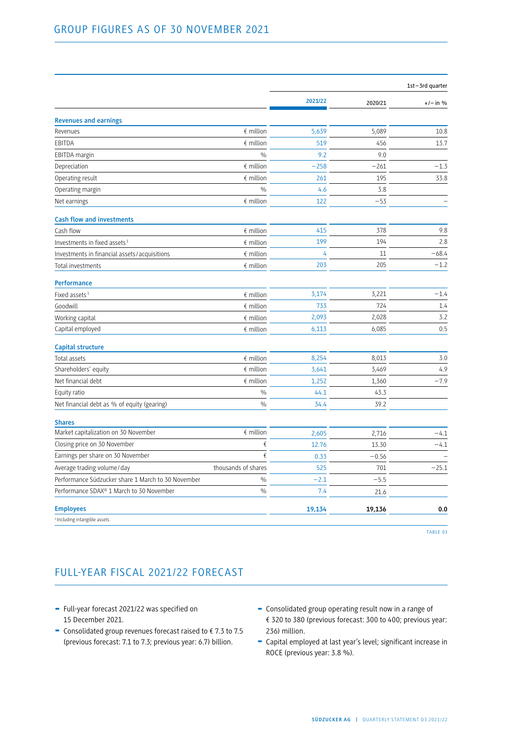## GROUP FIGURES AS OF 30 NOVEMBER 2021

| | | 1st–3rd quarter | | |
|---|---|---|---|---|
| | | 2021/22 | 2020/21 | +/– in % |
| **Revenues and earnings** | | | | |
| Revenues | € million | 5,639 | 5,089 | 10.8 |
| EBITDA | € million | 519 | 456 | 13.7 |
| EBITDA margin | % | 9.2 | 9.0 | |
| Depreciation | € million | –258 | –261 | –1.3 |
| Operating result | € million | 261 | 195 | 33.8 |
| Operating margin | % | 4.6 | 3.8 | |
| Net earnings | € million | 122 | –53 | – |
| **Cash flow and investments** | | | | |
| Cash flow | € million | 415 | 378 | 9.8 |
| Investments in fixed assets[1] | € million | 199 | 194 | 2.8 |
| Investments in financial assets / acquisitions | € million | 4 | 11 | –68.4 |
| Total investments | € million | 203 | 205 | –1.2 |
| **Performance** | | | | |
| Fixed assets[1] | € million | 3,174 | 3,221 | –1.4 |
| Goodwill | € million | 733 | 724 | 1.4 |
| Working capital | € million | 2,093 | 2,028 | 3.2 |
| Capital employed | € million | 6,113 | 6,085 | 0.5 |
| **Capital structure** | | | | |
| Total assets | € million | 8,254 | 8,013 | 3.0 |
| Shareholders' equity | € million | 3,641 | 3,469 | 4.9 |
| Net financial debt | € million | 1,252 | 1,360 | –7.9 |
| Equity ratio | % | 44.1 | 43.3 | |
| Net financial debt as % of equity (gearing) | % | 34.4 | 39.2 | |
| **Shares** | | | | |
| Market capitalization on 30 November | € million | 2,605 | 2,716 | –4.1 |
| Closing price on 30 November | € | 12.76 | 13.30 | –4.1 |
| Earnings per share on 30 November | € | 0.33 | –0.56 | – |
| Average trading volume / day | thousands of shares | 525 | 701 | –25.1 |
| Performance Südzucker share 1 March to 30 November | % | –2.1 | –5.5 | |
| Performance SDAX® 1 March to 30 November | % | 7.4 | 21.6 | |
| **Employees** | | **19,134** | **19,136** | **0.0** |

[1] Including intangible assets.

TABLE 03

## FULL-YEAR FISCAL 2021/22 FORECAST

- Full-year forecast 2021/22 was specified on 15 December 2021.
- Consolidated group revenues forecast raised to € 7.3 to 7.5 (previous forecast: 7.1 to 7.3; previous year: 6.7) billion.
- Consolidated group operating result now in a range of € 320 to 380 (previous forecast: 300 to 400; previous year: 236) million.
- Capital employed at last year's level; significant increase in ROCE (previous year: 3.8 %).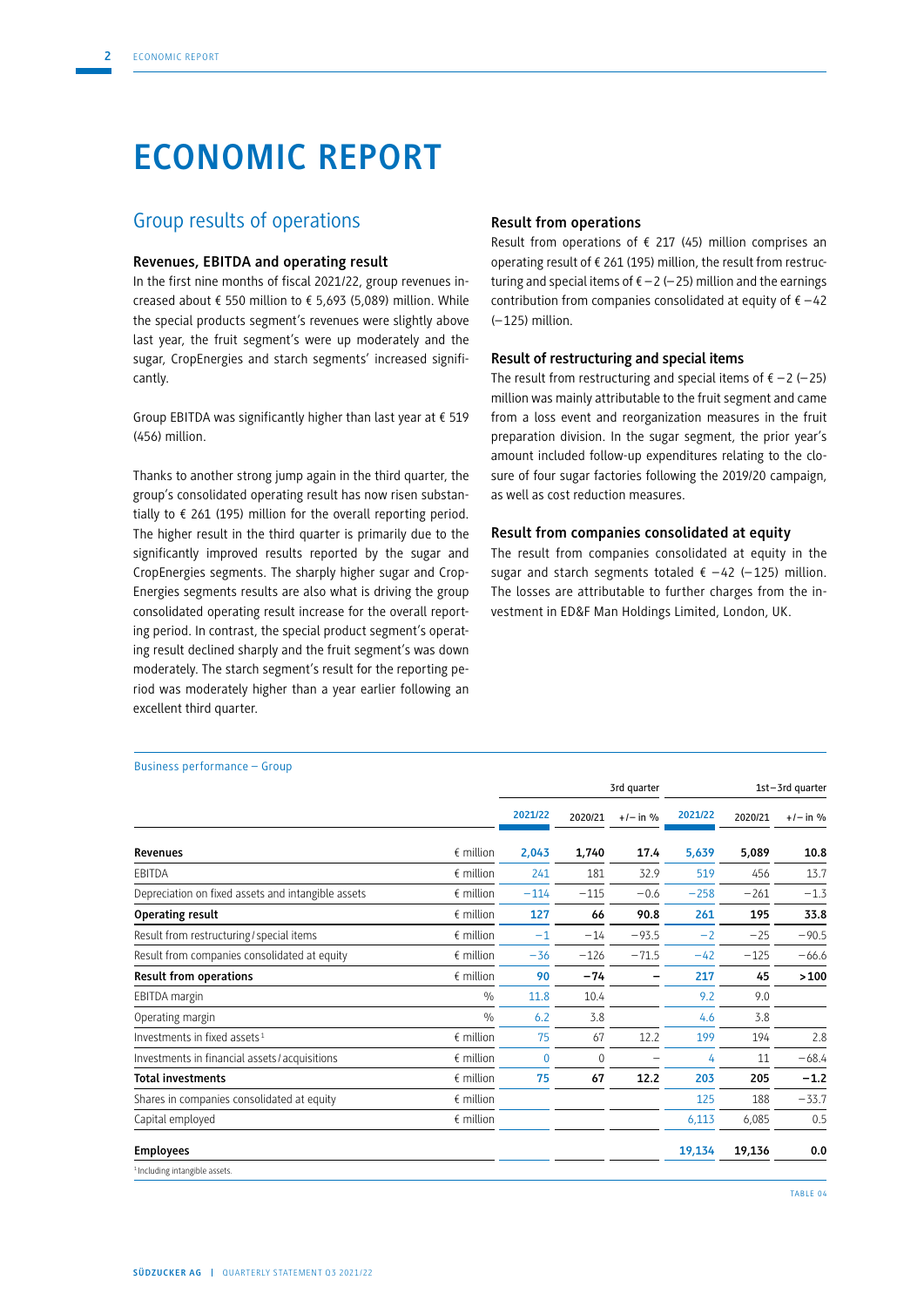# ECONOMIC REPORT

## Group results of operations

### Revenues, EBITDA and operating result

In the first nine months of fiscal 2021/22, group revenues increased about € 550 million to € 5,693 (5,089) million. While the special products segment's revenues were slightly above last year, the fruit segment's were up moderately and the sugar, CropEnergies and starch segments' increased significantly.

Group EBITDA was significantly higher than last year at € 519 (456) million.

Thanks to another strong jump again in the third quarter, the group's consolidated operating result has now risen substantially to € 261 (195) million for the overall reporting period. The higher result in the third quarter is primarily due to the significantly improved results reported by the sugar and CropEnergies segments. The sharply higher sugar and CropEnergies segments results are also what is driving the group consolidated operating result increase for the overall reporting period. In contrast, the special product segment's operating result declined sharply and the fruit segment's was down moderately. The starch segment's result for the reporting period was moderately higher than a year earlier following an excellent third quarter.

### Result from operations

Result from operations of € 217 (45) million comprises an operating result of € 261 (195) million, the result from restructuring and special items of € −2 (−25) million and the earnings contribution from companies consolidated at equity of € −42 (−125) million.

### Result of restructuring and special items

The result from restructuring and special items of € −2 (−25) million was mainly attributable to the fruit segment and came from a loss event and reorganization measures in the fruit preparation division. In the sugar segment, the prior year's amount included follow-up expenditures relating to the closure of four sugar factories following the 2019/20 campaign, as well as cost reduction measures.

### Result from companies consolidated at equity

The result from companies consolidated at equity in the sugar and starch segments totaled € −42 (−125) million. The losses are attributable to further charges from the investment in ED&F Man Holdings Limited, London, UK.

Business performance – Group

| | | 3rd quarter | | | 1st–3rd quarter | | |
|---|---|---|---|---|---|---|---|
| | | 2021/22 | 2020/21 | +/− in % | 2021/22 | 2020/21 | +/− in % |
| **Revenues** | € million | **2,043** | **1,740** | **17.4** | **5,639** | **5,089** | **10.8** |
| EBITDA | € million | 241 | 181 | 32.9 | 519 | 456 | 13.7 |
| Depreciation on fixed assets and intangible assets | € million | −114 | −115 | −0.6 | −258 | −261 | −1.3 |
| **Operating result** | € million | **127** | **66** | **90.8** | **261** | **195** | **33.8** |
| Result from restructuring / special items | € million | −1 | −14 | −93.5 | −2 | −25 | −90.5 |
| Result from companies consolidated at equity | € million | −36 | −126 | −71.5 | −42 | −125 | −66.6 |
| **Result from operations** | € million | **90** | **−74** | **–** | **217** | **45** | **>100** |
| EBITDA margin | % | 11.8 | 10.4 | | 9.2 | 9.0 | |
| Operating margin | % | 6.2 | 3.8 | | 4.6 | 3.8 | |
| Investments in fixed assets [1] | € million | 75 | 67 | 12.2 | 199 | 194 | 2.8 |
| Investments in financial assets / acquisitions | € million | 0 | 0 | – | 4 | 11 | −68.4 |
| **Total investments** | € million | **75** | **67** | **12.2** | **203** | **205** | **−1.2** |
| Shares in companies consolidated at equity | € million | | | | 125 | 188 | −33.7 |
| Capital employed | € million | | | | 6,113 | 6,085 | 0.5 |
| **Employees** | | | | | **19,134** | **19,136** | **0.0** |

[1] Including intangible assets.

TABLE 04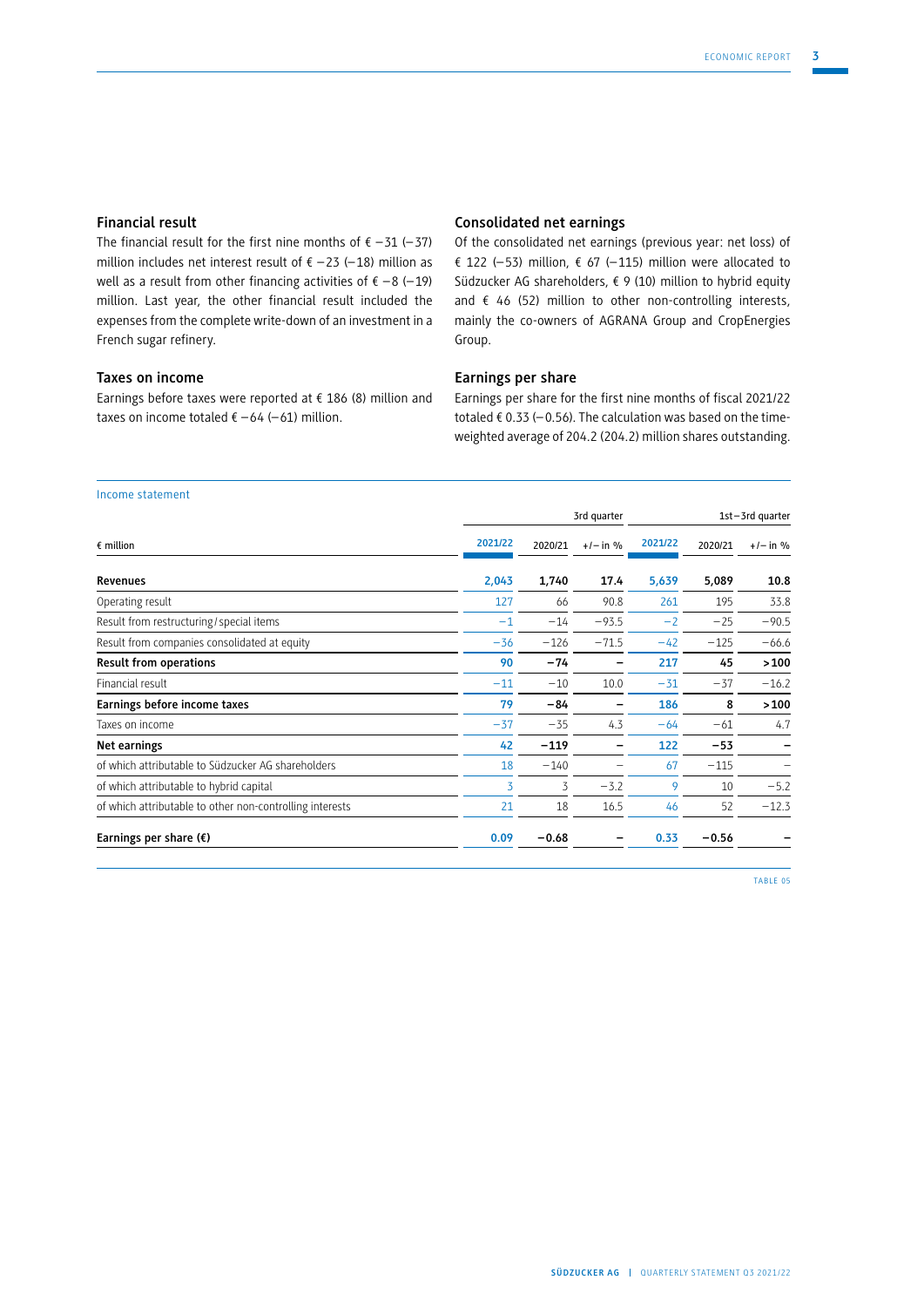### Financial result

The financial result for the first nine months of € −31 (−37) million includes net interest result of € −23 (−18) million as well as a result from other financing activities of € −8 (−19) million. Last year, the other financial result included the expenses from the complete write-down of an investment in a French sugar refinery.

### Taxes on income

Earnings before taxes were reported at € 186 (8) million and taxes on income totaled € −64 (−61) million.

### Consolidated net earnings

Of the consolidated net earnings (previous year: net loss) of € 122 (−53) million, € 67 (−115) million were allocated to Südzucker AG shareholders, € 9 (10) million to hybrid equity and € 46 (52) million to other non-controlling interests, mainly the co-owners of AGRANA Group and CropEnergies Group.

### Earnings per share

Earnings per share for the first nine months of fiscal 2021/22 totaled € 0.33 (−0.56). The calculation was based on the time-weighted average of 204.2 (204.2) million shares outstanding.

Income statement

| | 3rd quarter | | | 1st–3rd quarter | | |
|---|---|---|---|---|---|---|
| € million | 2021/22 | 2020/21 | +/− in % | 2021/22 | 2020/21 | +/− in % |
| **Revenues** | **2,043** | **1,740** | **17.4** | **5,639** | **5,089** | **10.8** |
| Operating result | 127 | 66 | 90.8 | 261 | 195 | 33.8 |
| Result from restructuring/special items | −1 | −14 | −93.5 | −2 | −25 | −90.5 |
| Result from companies consolidated at equity | −36 | −126 | −71.5 | −42 | −125 | −66.6 |
| **Result from operations** | **90** | **−74** | **–** | **217** | **45** | **>100** |
| Financial result | −11 | −10 | 10.0 | −31 | −37 | −16.2 |
| **Earnings before income taxes** | **79** | **−84** | **–** | **186** | **8** | **>100** |
| Taxes on income | −37 | −35 | 4.3 | −64 | −61 | 4.7 |
| **Net earnings** | **42** | **−119** | **–** | **122** | **−53** | **–** |
| of which attributable to Südzucker AG shareholders | 18 | −140 | – | 67 | −115 | – |
| of which attributable to hybrid capital | 3 | 3 | −3.2 | 9 | 10 | −5.2 |
| of which attributable to other non-controlling interests | 21 | 18 | 16.5 | 46 | 52 | −12.3 |
| **Earnings per share (€)** | **0.09** | **−0.68** | **–** | **0.33** | **−0.56** | **–** |

TABLE 05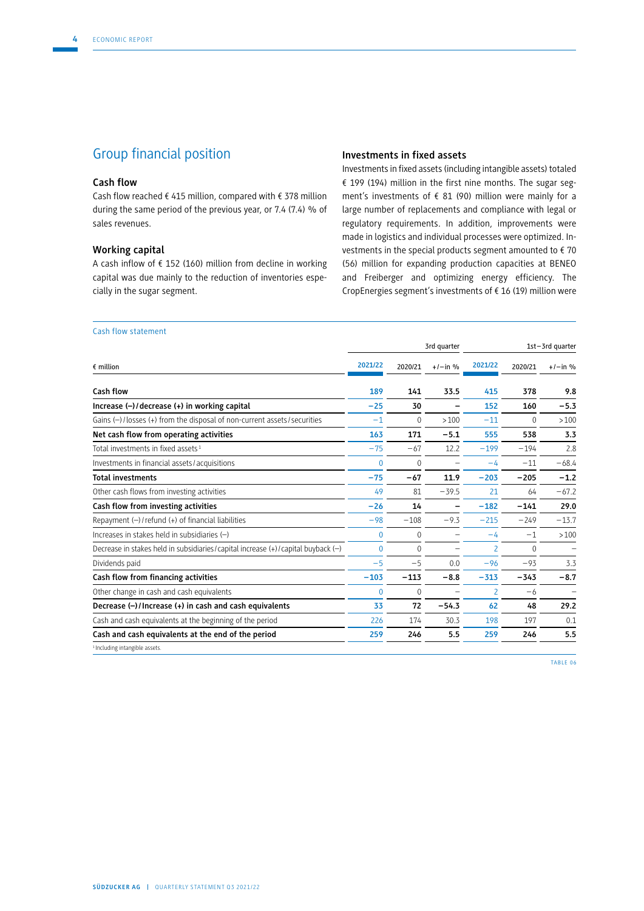## Group financial position

### Cash flow

Cash flow reached € 415 million, compared with € 378 million during the same period of the previous year, or 7.4 (7.4) % of sales revenues.

### Working capital

A cash inflow of € 152 (160) million from decline in working capital was due mainly to the reduction of inventories especially in the sugar segment.

### Investments in fixed assets

Investments in fixed assets (including intangible assets) totaled € 199 (194) million in the first nine months. The sugar segment's investments of € 81 (90) million were mainly for a large number of replacements and compliance with legal or regulatory requirements. In addition, improvements were made in logistics and individual processes were optimized. Investments in the special products segment amounted to € 70 (56) million for expanding production capacities at BENEO and Freiberger and optimizing energy efficiency. The CropEnergies segment's investments of € 16 (19) million were

Cash flow statement

| € million | 3rd quarter 2021/22 | 2020/21 | +/− in % | 1st–3rd quarter 2021/22 | 2020/21 | +/− in % |
|---|---|---|---|---|---|---|
| **Cash flow** | **189** | **141** | **33.5** | **415** | **378** | **9.8** |
| **Increase (–)/decrease (+) in working capital** | **−25** | **30** | **–** | **152** | **160** | **−5.3** |
| Gains (–)/losses (+) from the disposal of non-current assets/securities | −1 | 0 | >100 | −11 | 0 | >100 |
| **Net cash flow from operating activities** | **163** | **171** | **−5.1** | **555** | **538** | **3.3** |
| Total investments in fixed assets[1] | −75 | −67 | 12.2 | −199 | −194 | 2.8 |
| Investments in financial assets/acquisitions | 0 | 0 | – | −4 | −11 | −68.4 |
| **Total investments** | **−75** | **−67** | **11.9** | **−203** | **−205** | **−1.2** |
| Other cash flows from investing activities | 49 | 81 | −39.5 | 21 | 64 | −67.2 |
| **Cash flow from investing activities** | **−26** | **14** | **–** | **−182** | **−141** | **29.0** |
| Repayment (–)/refund (+) of financial liabilities | −98 | −108 | −9.3 | −215 | −249 | −13.7 |
| Increases in stakes held in subsidiaries (–) | 0 | 0 | – | −4 | −1 | >100 |
| Decrease in stakes held in subsidiaries/capital increase (+)/capital buyback (–) | 0 | 0 | – | 2 | 0 | – |
| Dividends paid | −5 | −5 | 0.0 | −96 | −93 | 3.3 |
| **Cash flow from financing activities** | **−103** | **−113** | **−8.8** | **−313** | **−343** | **−8.7** |
| Other change in cash and cash equivalents | 0 | 0 | – | 2 | −6 | – |
| **Decrease (–)/Increase (+) in cash and cash equivalents** | **33** | **72** | **−54.3** | **62** | **48** | **29.2** |
| Cash and cash equivalents at the beginning of the period | 226 | 174 | 30.3 | 198 | 197 | 0.1 |
| **Cash and cash equivalents at the end of the period** | **259** | **246** | **5.5** | **259** | **246** | **5.5** |

[1] Including intangible assets.

TABLE 06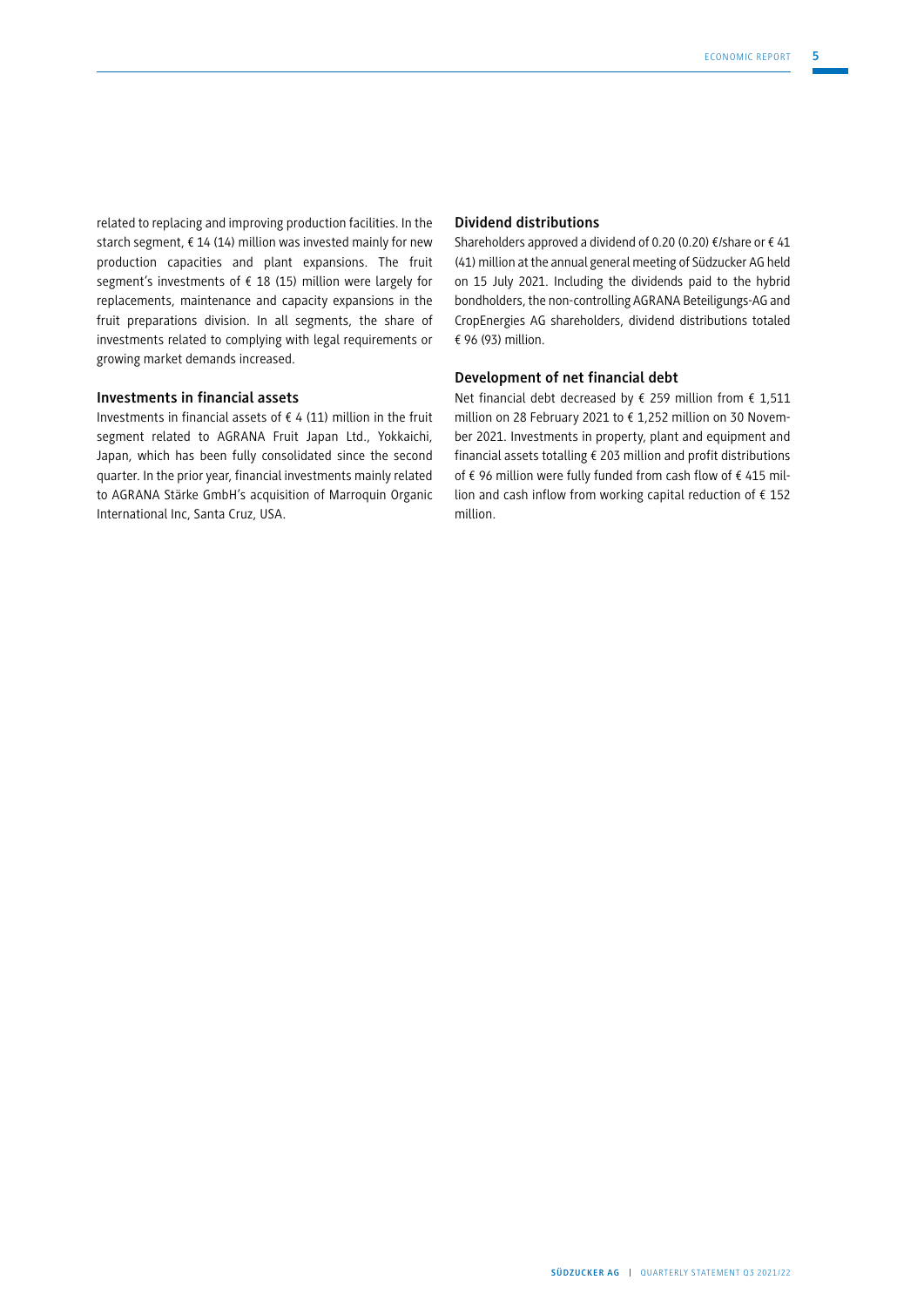related to replacing and improving production facilities. In the starch segment, € 14 (14) million was invested mainly for new production capacities and plant expansions. The fruit segment's investments of € 18 (15) million were largely for replacements, maintenance and capacity expansions in the fruit preparations division. In all segments, the share of investments related to complying with legal requirements or growing market demands increased.

### Investments in financial assets

Investments in financial assets of € 4 (11) million in the fruit segment related to AGRANA Fruit Japan Ltd., Yokkaichi, Japan, which has been fully consolidated since the second quarter. In the prior year, financial investments mainly related to AGRANA Stärke GmbH's acquisition of Marroquin Organic International Inc, Santa Cruz, USA.

### Dividend distributions

Shareholders approved a dividend of 0.20 (0.20) €/share or € 41 (41) million at the annual general meeting of Südzucker AG held on 15 July 2021. Including the dividends paid to the hybrid bondholders, the non-controlling AGRANA Beteiligungs-AG and CropEnergies AG shareholders, dividend distributions totaled € 96 (93) million.

### Development of net financial debt

Net financial debt decreased by € 259 million from € 1,511 million on 28 February 2021 to € 1,252 million on 30 November 2021. Investments in property, plant and equipment and financial assets totalling € 203 million and profit distributions of € 96 million were fully funded from cash flow of € 415 million and cash inflow from working capital reduction of € 152 million.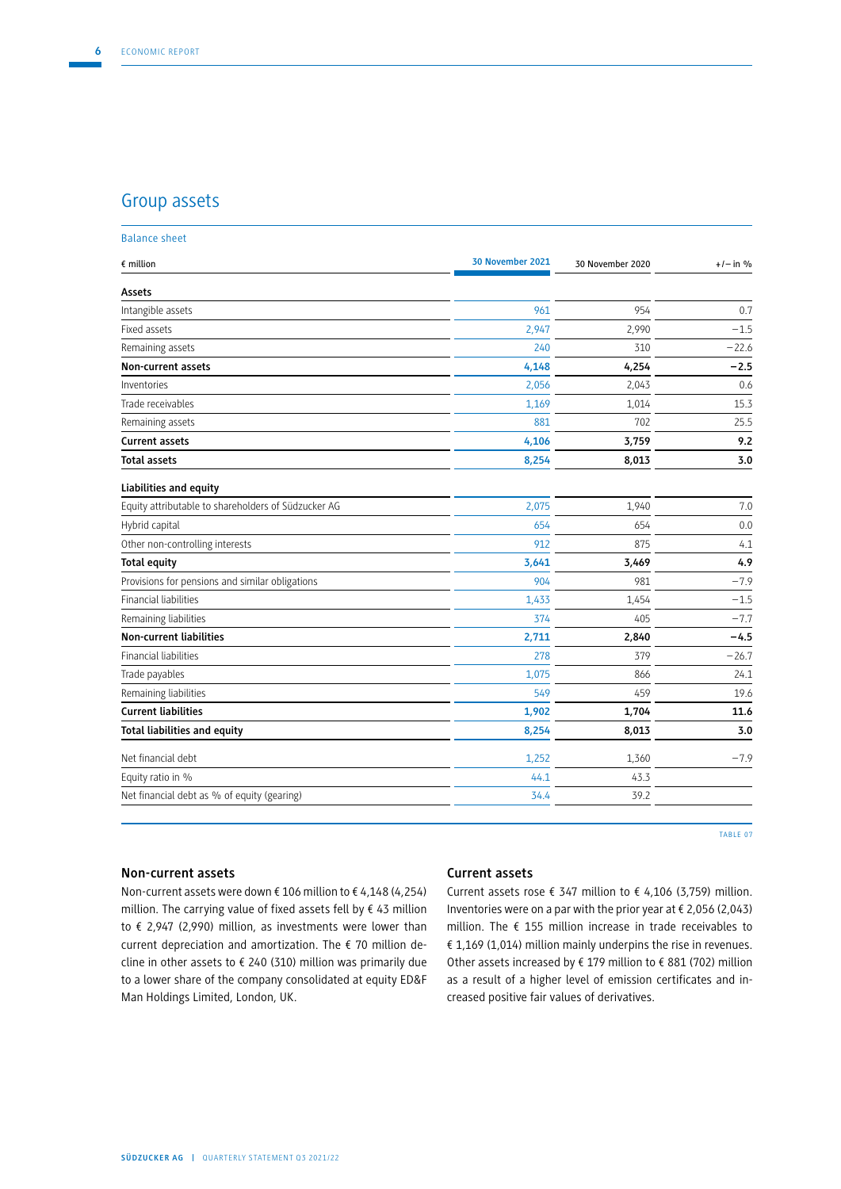# Group assets

Balance sheet

| € million | 30 November 2021 | 30 November 2020 | +/– in % |
|---|---|---|---|
| **Assets** | | | |
| Intangible assets | 961 | 954 | 0.7 |
| Fixed assets | 2,947 | 2,990 | –1.5 |
| Remaining assets | 240 | 310 | –22.6 |
| **Non-current assets** | **4,148** | **4,254** | **–2.5** |
| Inventories | 2,056 | 2,043 | 0.6 |
| Trade receivables | 1,169 | 1,014 | 15.3 |
| Remaining assets | 881 | 702 | 25.5 |
| **Current assets** | **4,106** | **3,759** | **9.2** |
| **Total assets** | **8,254** | **8,013** | **3.0** |
| **Liabilities and equity** | | | |
| Equity attributable to shareholders of Südzucker AG | 2,075 | 1,940 | 7.0 |
| Hybrid capital | 654 | 654 | 0.0 |
| Other non-controlling interests | 912 | 875 | 4.1 |
| **Total equity** | **3,641** | **3,469** | **4.9** |
| Provisions for pensions and similar obligations | 904 | 981 | –7.9 |
| Financial liabilities | 1,433 | 1,454 | –1.5 |
| Remaining liabilities | 374 | 405 | –7.7 |
| **Non-current liabilities** | **2,711** | **2,840** | **–4.5** |
| Financial liabilities | 278 | 379 | –26.7 |
| Trade payables | 1,075 | 866 | 24.1 |
| Remaining liabilities | 549 | 459 | 19.6 |
| **Current liabilities** | **1,902** | **1,704** | **11.6** |
| **Total liabilities and equity** | **8,254** | **8,013** | **3.0** |
| Net financial debt | 1,252 | 1,360 | –7.9 |
| Equity ratio in % | 44.1 | 43.3 | |
| Net financial debt as % of equity (gearing) | 34.4 | 39.2 | |

TABLE 07

### Non-current assets

Non-current assets were down € 106 million to € 4,148 (4,254) million. The carrying value of fixed assets fell by € 43 million to € 2,947 (2,990) million, as investments were lower than current depreciation and amortization. The € 70 million decline in other assets to € 240 (310) million was primarily due to a lower share of the company consolidated at equity ED&F Man Holdings Limited, London, UK.

### Current assets

Current assets rose € 347 million to € 4,106 (3,759) million. Inventories were on a par with the prior year at € 2,056 (2,043) million. The € 155 million increase in trade receivables to € 1,169 (1,014) million mainly underpins the rise in revenues. Other assets increased by € 179 million to € 881 (702) million as a result of a higher level of emission certificates and increased positive fair values of derivatives.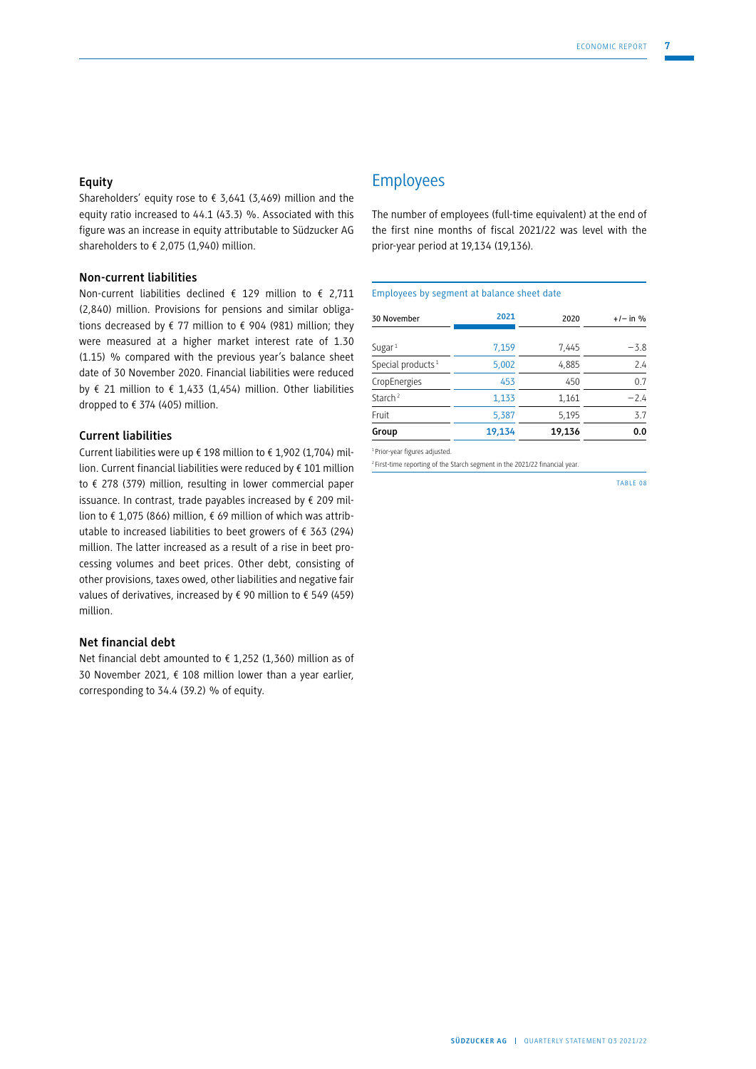### Equity

Shareholders' equity rose to € 3,641 (3,469) million and the equity ratio increased to 44.1 (43.3) %. Associated with this figure was an increase in equity attributable to Südzucker AG shareholders to € 2,075 (1,940) million.

### Non-current liabilities

Non-current liabilities declined € 129 million to € 2,711 (2,840) million. Provisions for pensions and similar obligations decreased by € 77 million to € 904 (981) million; they were measured at a higher market interest rate of 1.30 (1.15) % compared with the previous year's balance sheet date of 30 November 2020. Financial liabilities were reduced by € 21 million to € 1,433 (1,454) million. Other liabilities dropped to € 374 (405) million.

### Current liabilities

Current liabilities were up € 198 million to € 1,902 (1,704) million. Current financial liabilities were reduced by € 101 million to € 278 (379) million, resulting in lower commercial paper issuance. In contrast, trade payables increased by € 209 million to € 1,075 (866) million, € 69 million of which was attributable to increased liabilities to beet growers of € 363 (294) million. The latter increased as a result of a rise in beet processing volumes and beet prices. Other debt, consisting of other provisions, taxes owed, other liabilities and negative fair values of derivatives, increased by € 90 million to € 549 (459) million.

### Net financial debt

Net financial debt amounted to € 1,252 (1,360) million as of 30 November 2021, € 108 million lower than a year earlier, corresponding to 34.4 (39.2) % of equity.

## Employees

The number of employees (full-time equivalent) at the end of the first nine months of fiscal 2021/22 was level with the prior-year period at 19,134 (19,136).

Employees by segment at balance sheet date

| 30 November | 2021 | 2020 | +/– in % |
|---|---|---|---|
| Sugar [1] | 7,159 | 7,445 | −3.8 |
| Special products [1] | 5,002 | 4,885 | 2.4 |
| CropEnergies | 453 | 450 | 0.7 |
| Starch [2] | 1,133 | 1,161 | −2.4 |
| Fruit | 5,387 | 5,195 | 3.7 |
| **Group** | **19,134** | **19,136** | **0.0** |

[1] Prior-year figures adjusted.
[2] First-time reporting of the Starch segment in the 2021/22 financial year.

TABLE 08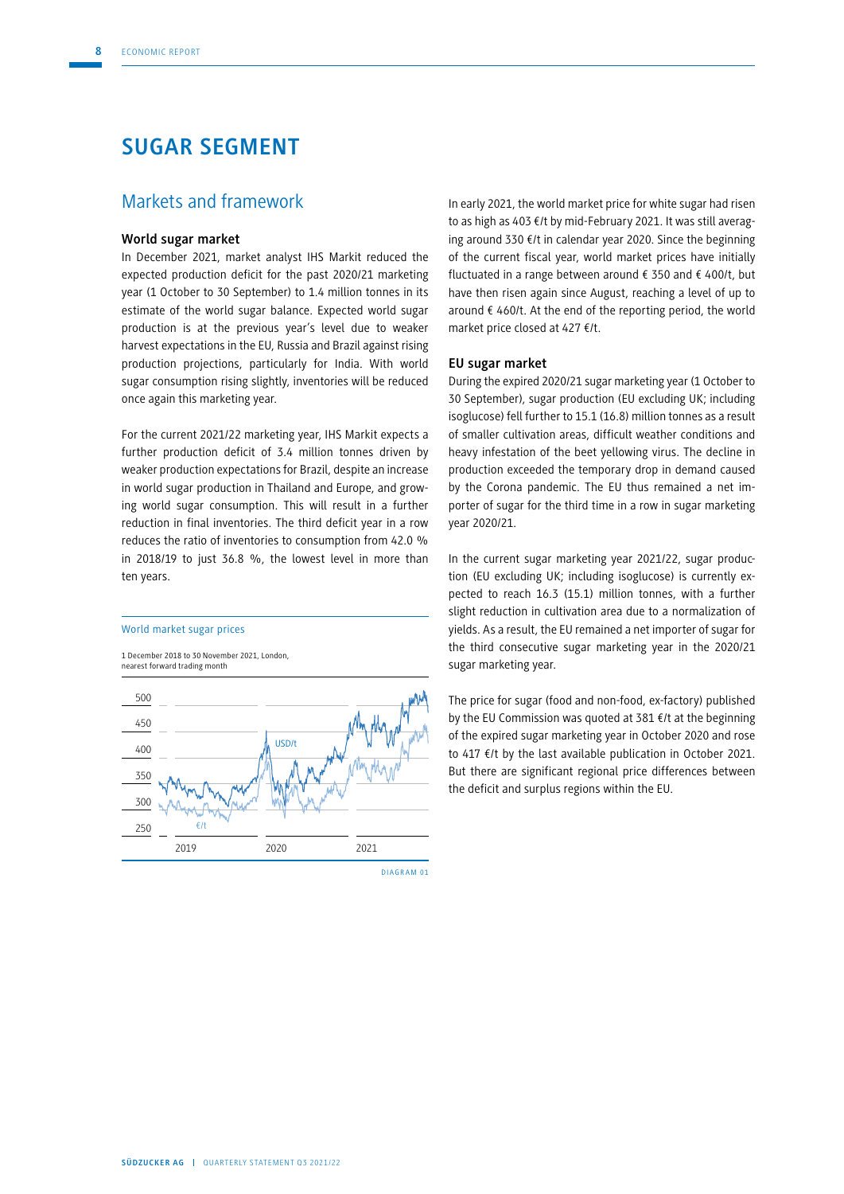# SUGAR SEGMENT

## Markets and framework

### World sugar market

In December 2021, market analyst IHS Markit reduced the expected production deficit for the past 2020/21 marketing year (1 October to 30 September) to 1.4 million tonnes in its estimate of the world sugar balance. Expected world sugar production is at the previous year's level due to weaker harvest expectations in the EU, Russia and Brazil against rising production projections, particularly for India. With world sugar consumption rising slightly, inventories will be reduced once again this marketing year.

For the current 2021/22 marketing year, IHS Markit expects a further production deficit of 3.4 million tonnes driven by weaker production expectations for Brazil, despite an increase in world sugar production in Thailand and Europe, and growing world sugar consumption. This will result in a further reduction in final inventories. The third deficit year in a row reduces the ratio of inventories to consumption from 42.0 % in 2018/19 to just 36.8 %, the lowest level in more than ten years.

World market sugar prices

1 December 2018 to 30 November 2021, London, nearest forward trading month

DIAGRAM 01

In early 2021, the world market price for white sugar had risen to as high as 403 €/t by mid-February 2021. It was still averaging around 330 €/t in calendar year 2020. Since the beginning of the current fiscal year, world market prices have initially fluctuated in a range between around € 350 and € 400/t, but have then risen again since August, reaching a level of up to around € 460/t. At the end of the reporting period, the world market price closed at 427 €/t.

### EU sugar market

During the expired 2020/21 sugar marketing year (1 October to 30 September), sugar production (EU excluding UK; including isoglucose) fell further to 15.1 (16.8) million tonnes as a result of smaller cultivation areas, difficult weather conditions and heavy infestation of the beet yellowing virus. The decline in production exceeded the temporary drop in demand caused by the Corona pandemic. The EU thus remained a net importer of sugar for the third time in a row in sugar marketing year 2020/21.

In the current sugar marketing year 2021/22, sugar production (EU excluding UK; including isoglucose) is currently expected to reach 16.3 (15.1) million tonnes, with a further slight reduction in cultivation area due to a normalization of yields. As a result, the EU remained a net importer of sugar for the third consecutive sugar marketing year in the 2020/21 sugar marketing year.

The price for sugar (food and non-food, ex-factory) published by the EU Commission was quoted at 381 €/t at the beginning of the expired sugar marketing year in October 2020 and rose to 417 €/t by the last available publication in October 2021. But there are significant regional price differences between the deficit and surplus regions within the EU.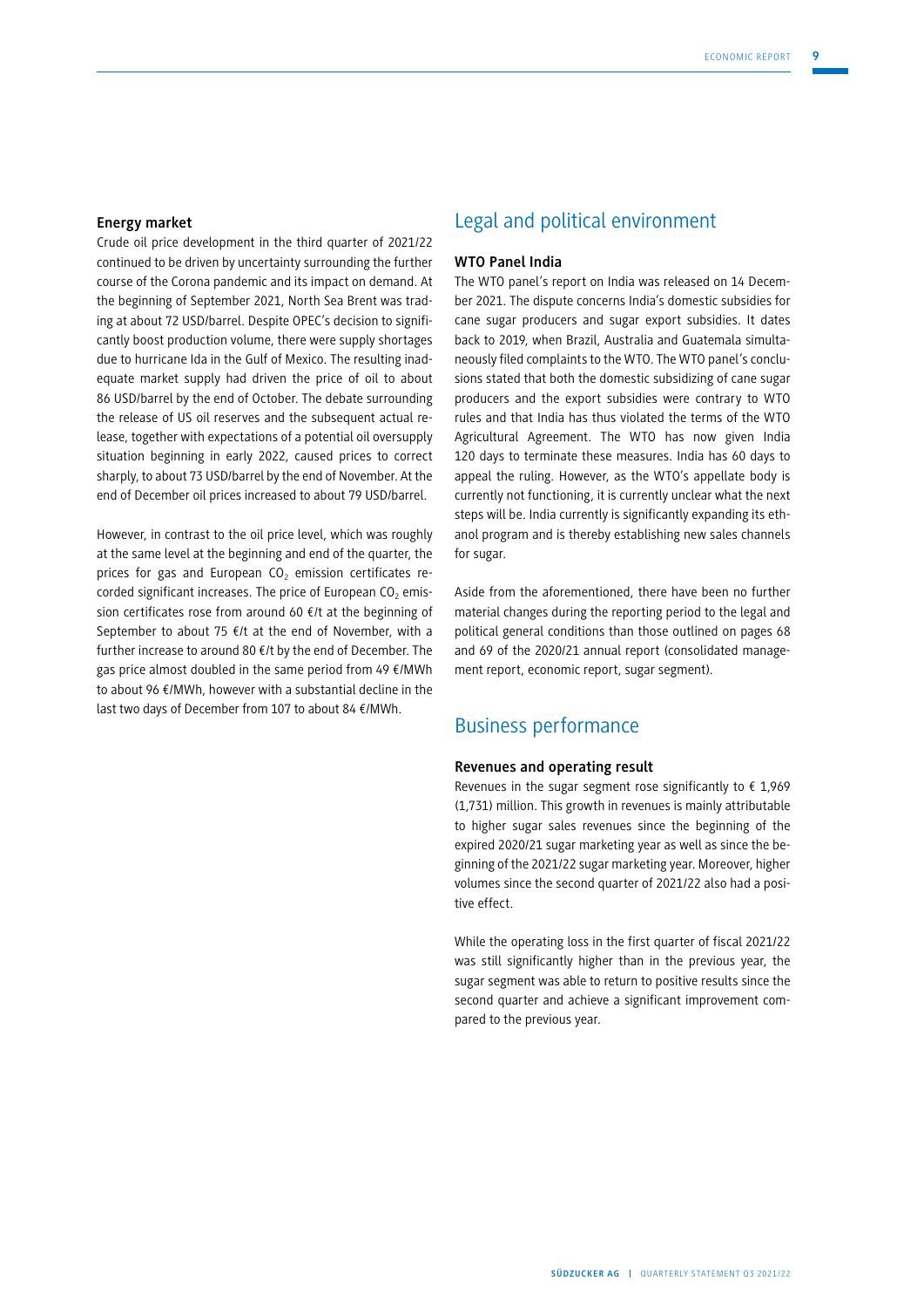### Energy market

Crude oil price development in the third quarter of 2021/22 continued to be driven by uncertainty surrounding the further course of the Corona pandemic and its impact on demand. At the beginning of September 2021, North Sea Brent was trading at about 72 USD/barrel. Despite OPEC's decision to significantly boost production volume, there were supply shortages due to hurricane Ida in the Gulf of Mexico. The resulting inadequate market supply had driven the price of oil to about 86 USD/barrel by the end of October. The debate surrounding the release of US oil reserves and the subsequent actual release, together with expectations of a potential oil oversupply situation beginning in early 2022, caused prices to correct sharply, to about 73 USD/barrel by the end of November. At the end of December oil prices increased to about 79 USD/barrel.

However, in contrast to the oil price level, which was roughly at the same level at the beginning and end of the quarter, the prices for gas and European $CO_2$ emission certificates recorded significant increases. The price of European $CO_2$ emission certificates rose from around 60 €/t at the beginning of September to about 75 €/t at the end of November, with a further increase to around 80 €/t by the end of December. The gas price almost doubled in the same period from 49 €/MWh to about 96 €/MWh, however with a substantial decline in the last two days of December from 107 to about 84 €/MWh.

## Legal and political environment

### WTO Panel India

The WTO panel's report on India was released on 14 December 2021. The dispute concerns India's domestic subsidies for cane sugar producers and sugar export subsidies. It dates back to 2019, when Brazil, Australia and Guatemala simultaneously filed complaints to the WTO. The WTO panel's conclusions stated that both the domestic subsidizing of cane sugar producers and the export subsidies were contrary to WTO rules and that India has thus violated the terms of the WTO Agricultural Agreement. The WTO has now given India 120 days to terminate these measures. India has 60 days to appeal the ruling. However, as the WTO's appellate body is currently not functioning, it is currently unclear what the next steps will be. India currently is significantly expanding its ethanol program and is thereby establishing new sales channels for sugar.

Aside from the aforementioned, there have been no further material changes during the reporting period to the legal and political general conditions than those outlined on pages 68 and 69 of the 2020/21 annual report (consolidated management report, economic report, sugar segment).

## Business performance

### Revenues and operating result

Revenues in the sugar segment rose significantly to € 1,969 (1,731) million. This growth in revenues is mainly attributable to higher sugar sales revenues since the beginning of the expired 2020/21 sugar marketing year as well as since the beginning of the 2021/22 sugar marketing year. Moreover, higher volumes since the second quarter of 2021/22 also had a positive effect.

While the operating loss in the first quarter of fiscal 2021/22 was still significantly higher than in the previous year, the sugar segment was able to return to positive results since the second quarter and achieve a significant improvement compared to the previous year.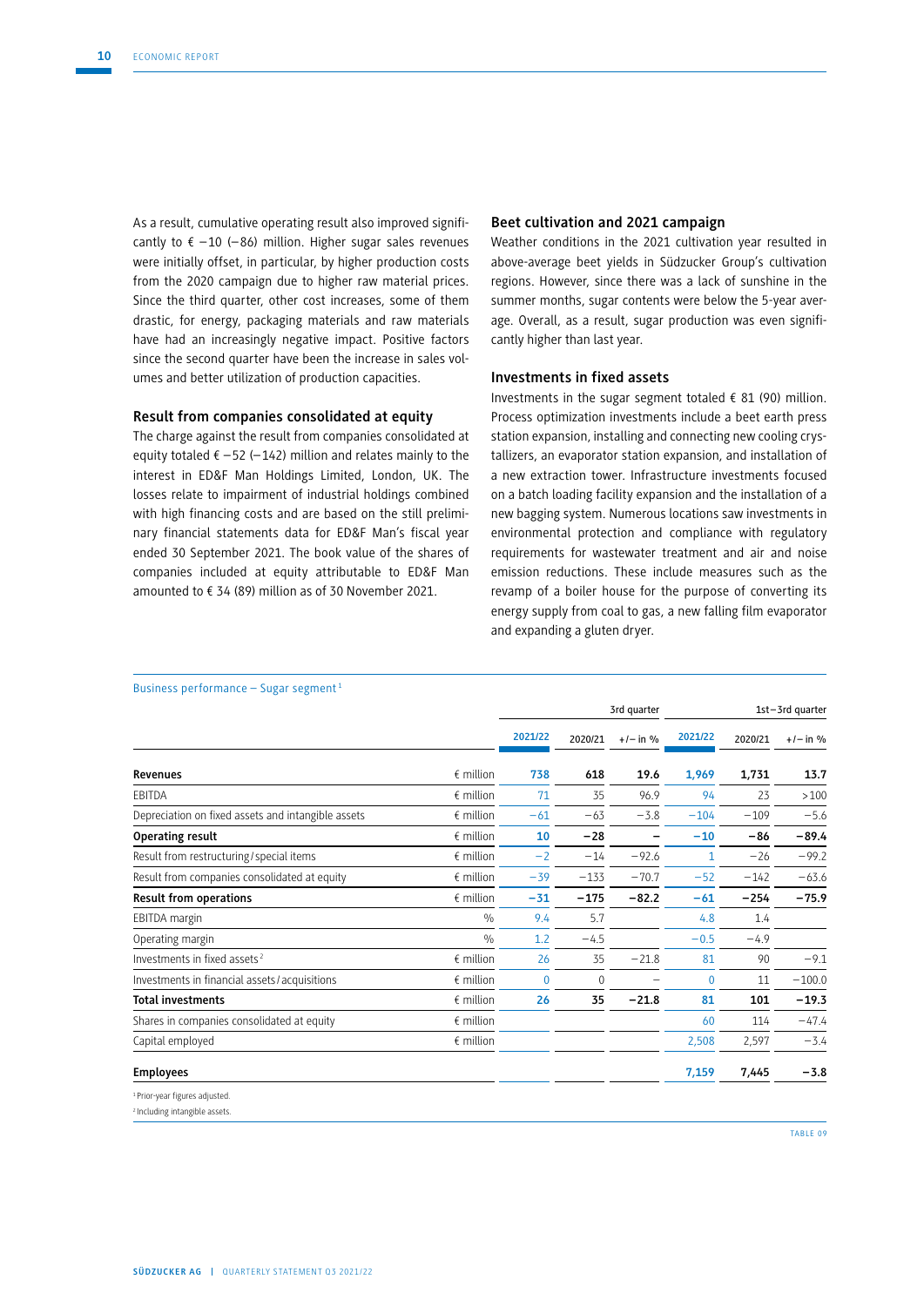As a result, cumulative operating result also improved significantly to € −10 (−86) million. Higher sugar sales revenues were initially offset, in particular, by higher production costs from the 2020 campaign due to higher raw material prices. Since the third quarter, other cost increases, some of them drastic, for energy, packaging materials and raw materials have had an increasingly negative impact. Positive factors since the second quarter have been the increase in sales volumes and better utilization of production capacities.

### Result from companies consolidated at equity

The charge against the result from companies consolidated at equity totaled € −52 (−142) million and relates mainly to the interest in ED&F Man Holdings Limited, London, UK. The losses relate to impairment of industrial holdings combined with high financing costs and are based on the still preliminary financial statements data for ED&F Man's fiscal year ended 30 September 2021. The book value of the shares of companies included at equity attributable to ED&F Man amounted to € 34 (89) million as of 30 November 2021.

### Beet cultivation and 2021 campaign

Weather conditions in the 2021 cultivation year resulted in above-average beet yields in Südzucker Group's cultivation regions. However, since there was a lack of sunshine in the summer months, sugar contents were below the 5-year average. Overall, as a result, sugar production was even significantly higher than last year.

### Investments in fixed assets

Investments in the sugar segment totaled € 81 (90) million. Process optimization investments include a beet earth press station expansion, installing and connecting new cooling crystallizers, an evaporator station expansion, and installation of a new extraction tower. Infrastructure investments focused on a batch loading facility expansion and the installation of a new bagging system. Numerous locations saw investments in environmental protection and compliance with regulatory requirements for wastewater treatment and air and noise emission reductions. These include measures such as the revamp of a boiler house for the purpose of converting its energy supply from coal to gas, a new falling film evaporator and expanding a gluten dryer.

Business performance – Sugar segment[1]

| | | 3rd quarter | | | 1st–3rd quarter | | |
|---|---|---|---|---|---|---|---|
| | | 2021/22 | 2020/21 | +/– in % | 2021/22 | 2020/21 | +/– in % |
| **Revenues** | € million | **738** | **618** | **19.6** | **1,969** | **1,731** | **13.7** |
| EBITDA | € million | 71 | 35 | 96.9 | 94 | 23 | >100 |
| Depreciation on fixed assets and intangible assets | € million | −61 | −63 | −3.8 | −104 | −109 | −5.6 |
| **Operating result** | € million | **10** | **−28** | **–** | **−10** | **−86** | **−89.4** |
| Result from restructuring/special items | € million | −2 | −14 | −92.6 | 1 | −26 | −99.2 |
| Result from companies consolidated at equity | € million | −39 | −133 | −70.7 | −52 | −142 | −63.6 |
| **Result from operations** | € million | **−31** | **−175** | **−82.2** | **−61** | **−254** | **−75.9** |
| EBITDA margin | % | 9.4 | 5.7 | | 4.8 | 1.4 | |
| Operating margin | % | 1.2 | −4.5 | | −0.5 | −4.9 | |
| Investments in fixed assets[2] | € million | 26 | 35 | −21.8 | 81 | 90 | −9.1 |
| Investments in financial assets/acquisitions | € million | 0 | 0 | – | 0 | 11 | −100.0 |
| **Total investments** | € million | **26** | **35** | **−21.8** | **81** | **101** | **−19.3** |
| Shares in companies consolidated at equity | € million | | | | 60 | 114 | −47.4 |
| Capital employed | € million | | | | 2,508 | 2,597 | −3.4 |
| **Employees** | | | | | **7,159** | **7,445** | **−3.8** |

[1] Prior-year figures adjusted.
[2] Including intangible assets.

TABLE 09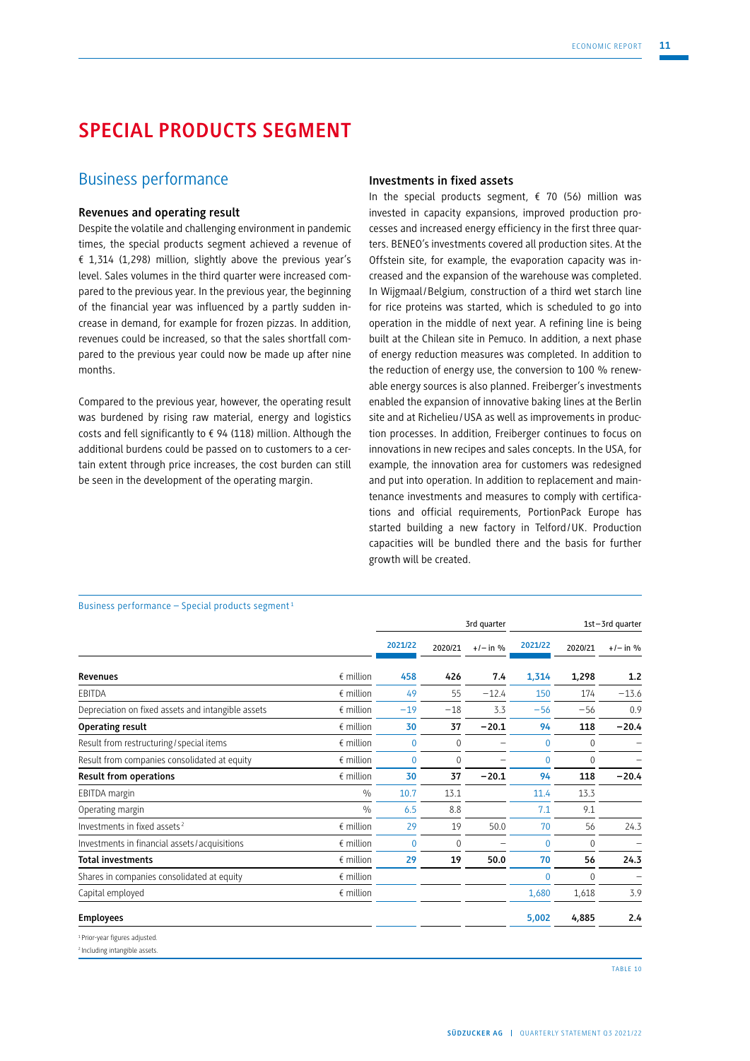# SPECIAL PRODUCTS SEGMENT

## Business performance

### Revenues and operating result

Despite the volatile and challenging environment in pandemic times, the special products segment achieved a revenue of € 1,314 (1,298) million, slightly above the previous year's level. Sales volumes in the third quarter were increased compared to the previous year. In the previous year, the beginning of the financial year was influenced by a partly sudden increase in demand, for example for frozen pizzas. In addition, revenues could be increased, so that the sales shortfall compared to the previous year could now be made up after nine months.

Compared to the previous year, however, the operating result was burdened by rising raw material, energy and logistics costs and fell significantly to € 94 (118) million. Although the additional burdens could be passed on to customers to a certain extent through price increases, the cost burden can still be seen in the development of the operating margin.

### Investments in fixed assets

In the special products segment, € 70 (56) million was invested in capacity expansions, improved production processes and increased energy efficiency in the first three quarters. BENEO's investments covered all production sites. At the Offstein site, for example, the evaporation capacity was increased and the expansion of the warehouse was completed. In Wijgmaal/Belgium, construction of a third wet starch line for rice proteins was started, which is scheduled to go into operation in the middle of next year. A refining line is being built at the Chilean site in Pemuco. In addition, a next phase of energy reduction measures was completed. In addition to the reduction of energy use, the conversion to 100 % renewable energy sources is also planned. Freiberger's investments enabled the expansion of innovative baking lines at the Berlin site and at Richelieu/USA as well as improvements in production processes. In addition, Freiberger continues to focus on innovations in new recipes and sales concepts. In the USA, for example, the innovation area for customers was redesigned and put into operation. In addition to replacement and maintenance investments and measures to comply with certifications and official requirements, PortionPack Europe has started building a new factory in Telford/UK. Production capacities will be bundled there and the basis for further growth will be created.

Business performance – Special products segment[1]

| | | 3rd quarter | | | 1st–3rd quarter | | |
|---|---|---|---|---|---|---|---|
| | | 2021/22 | 2020/21 | +/– in % | 2021/22 | 2020/21 | +/– in % |
| **Revenues** | € million | **458** | **426** | **7.4** | **1,314** | **1,298** | **1.2** |
| EBITDA | € million | 49 | 55 | −12.4 | 150 | 174 | −13.6 |
| Depreciation on fixed assets and intangible assets | € million | −19 | −18 | 3.3 | −56 | −56 | 0.9 |
| **Operating result** | € million | **30** | **37** | **−20.1** | **94** | **118** | **−20.4** |
| Result from restructuring/special items | € million | 0 | 0 | – | 0 | 0 | – |
| Result from companies consolidated at equity | € million | 0 | 0 | – | 0 | 0 | – |
| **Result from operations** | € million | **30** | **37** | **−20.1** | **94** | **118** | **−20.4** |
| EBITDA margin | % | 10.7 | 13.1 | | 11.4 | 13.3 | |
| Operating margin | % | 6.5 | 8.8 | | 7.1 | 9.1 | |
| Investments in fixed assets[2] | € million | 29 | 19 | 50.0 | 70 | 56 | 24.3 |
| Investments in financial assets/acquisitions | € million | 0 | 0 | – | 0 | 0 | – |
| **Total investments** | € million | **29** | **19** | **50.0** | **70** | **56** | **24.3** |
| Shares in companies consolidated at equity | € million | | | | 0 | 0 | – |
| Capital employed | € million | | | | 1,680 | 1,618 | 3.9 |
| **Employees** | | | | | **5,002** | **4,885** | **2.4** |

[1] Prior-year figures adjusted.
[2] Including intangible assets.

TABLE 10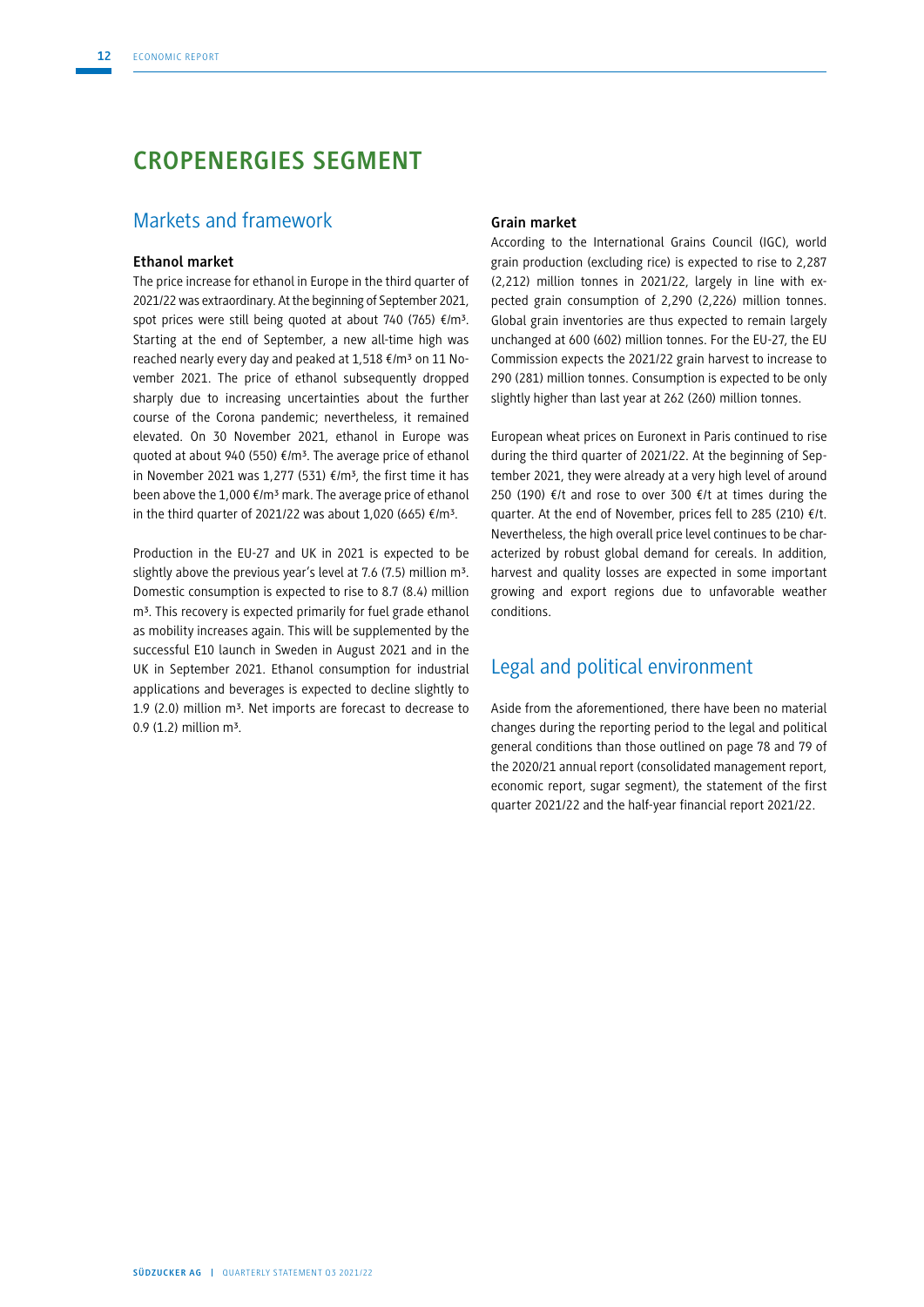# CROPENERGIES SEGMENT

## Markets and framework

### Ethanol market

The price increase for ethanol in Europe in the third quarter of 2021/22 was extraordinary. At the beginning of September 2021, spot prices were still being quoted at about 740 (765) €/m³. Starting at the end of September, a new all-time high was reached nearly every day and peaked at 1,518 €/m³ on 11 November 2021. The price of ethanol subsequently dropped sharply due to increasing uncertainties about the further course of the Corona pandemic; nevertheless, it remained elevated. On 30 November 2021, ethanol in Europe was quoted at about 940 (550) €/m³. The average price of ethanol in November 2021 was 1,277 (531) €/m³, the first time it has been above the 1,000 €/m³ mark. The average price of ethanol in the third quarter of 2021/22 was about 1,020 (665) €/m³.

Production in the EU-27 and UK in 2021 is expected to be slightly above the previous year's level at 7.6 (7.5) million m³. Domestic consumption is expected to rise to 8.7 (8.4) million m³. This recovery is expected primarily for fuel grade ethanol as mobility increases again. This will be supplemented by the successful E10 launch in Sweden in August 2021 and in the UK in September 2021. Ethanol consumption for industrial applications and beverages is expected to decline slightly to 1.9 (2.0) million m³. Net imports are forecast to decrease to 0.9 (1.2) million m³.

### Grain market

According to the International Grains Council (IGC), world grain production (excluding rice) is expected to rise to 2,287 (2,212) million tonnes in 2021/22, largely in line with expected grain consumption of 2,290 (2,226) million tonnes. Global grain inventories are thus expected to remain largely unchanged at 600 (602) million tonnes. For the EU-27, the EU Commission expects the 2021/22 grain harvest to increase to 290 (281) million tonnes. Consumption is expected to be only slightly higher than last year at 262 (260) million tonnes.

European wheat prices on Euronext in Paris continued to rise during the third quarter of 2021/22. At the beginning of September 2021, they were already at a very high level of around 250 (190) €/t and rose to over 300 €/t at times during the quarter. At the end of November, prices fell to 285 (210) €/t. Nevertheless, the high overall price level continues to be characterized by robust global demand for cereals. In addition, harvest and quality losses are expected in some important growing and export regions due to unfavorable weather conditions.

## Legal and political environment

Aside from the aforementioned, there have been no material changes during the reporting period to the legal and political general conditions than those outlined on page 78 and 79 of the 2020/21 annual report (consolidated management report, economic report, sugar segment), the statement of the first quarter 2021/22 and the half-year financial report 2021/22.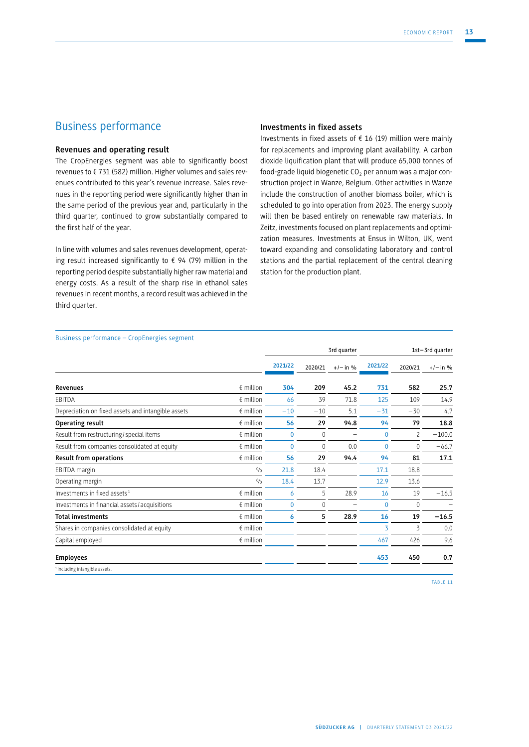## Business performance

### Revenues and operating result

The CropEnergies segment was able to significantly boost revenues to € 731 (582) million. Higher volumes and sales revenues contributed to this year's revenue increase. Sales revenues in the reporting period were significantly higher than in the same period of the previous year and, particularly in the third quarter, continued to grow substantially compared to the first half of the year.

In line with volumes and sales revenues development, operating result increased significantly to € 94 (79) million in the reporting period despite substantially higher raw material and energy costs. As a result of the sharp rise in ethanol sales revenues in recent months, a record result was achieved in the third quarter.

### Investments in fixed assets

Investments in fixed assets of € 16 (19) million were mainly for replacements and improving plant availability. A carbon dioxide liquification plant that will produce 65,000 tonnes of food-grade liquid biogenetic $CO_2$ per annum was a major construction project in Wanze, Belgium. Other activities in Wanze include the construction of another biomass boiler, which is scheduled to go into operation from 2023. The energy supply will then be based entirely on renewable raw materials. In Zeitz, investments focused on plant replacements and optimization measures. Investments at Ensus in Wilton, UK, went toward expanding and consolidating laboratory and control stations and the partial replacement of the central cleaning station for the production plant.

Business performance – CropEnergies segment

| | | 3rd quarter | | | 1st–3rd quarter | | |
|---|---|---|---|---|---|---|---|
| | | 2021/22 | 2020/21 | +/– in % | 2021/22 | 2020/21 | +/– in % |
| **Revenues** | € million | **304** | **209** | **45.2** | **731** | **582** | **25.7** |
| EBITDA | € million | 66 | 39 | 71.8 | 125 | 109 | 14.9 |
| Depreciation on fixed assets and intangible assets | € million | −10 | −10 | 5.1 | −31 | −30 | 4.7 |
| **Operating result** | € million | **56** | **29** | **94.8** | **94** | **79** | **18.8** |
| Result from restructuring / special items | € million | 0 | 0 | – | 0 | 2 | −100.0 |
| Result from companies consolidated at equity | € million | 0 | 0 | 0.0 | 0 | 0 | −66.7 |
| **Result from operations** | € million | **56** | **29** | **94.4** | **94** | **81** | **17.1** |
| EBITDA margin | % | 21.8 | 18.4 | | 17.1 | 18.8 | |
| Operating margin | % | 18.4 | 13.7 | | 12.9 | 13.6 | |
| Investments in fixed assets[1] | € million | 6 | 5 | 28.9 | 16 | 19 | −16.5 |
| Investments in financial assets / acquisitions | € million | 0 | 0 | – | 0 | 0 | – |
| **Total investments** | € million | **6** | **5** | **28.9** | **16** | **19** | **−16.5** |
| Shares in companies consolidated at equity | € million | | | | 3 | 3 | 0.0 |
| Capital employed | € million | | | | 467 | 426 | 9.6 |
| **Employees** | | | | | **453** | **450** | **0.7** |

[1] Including intangible assets.

TABLE 11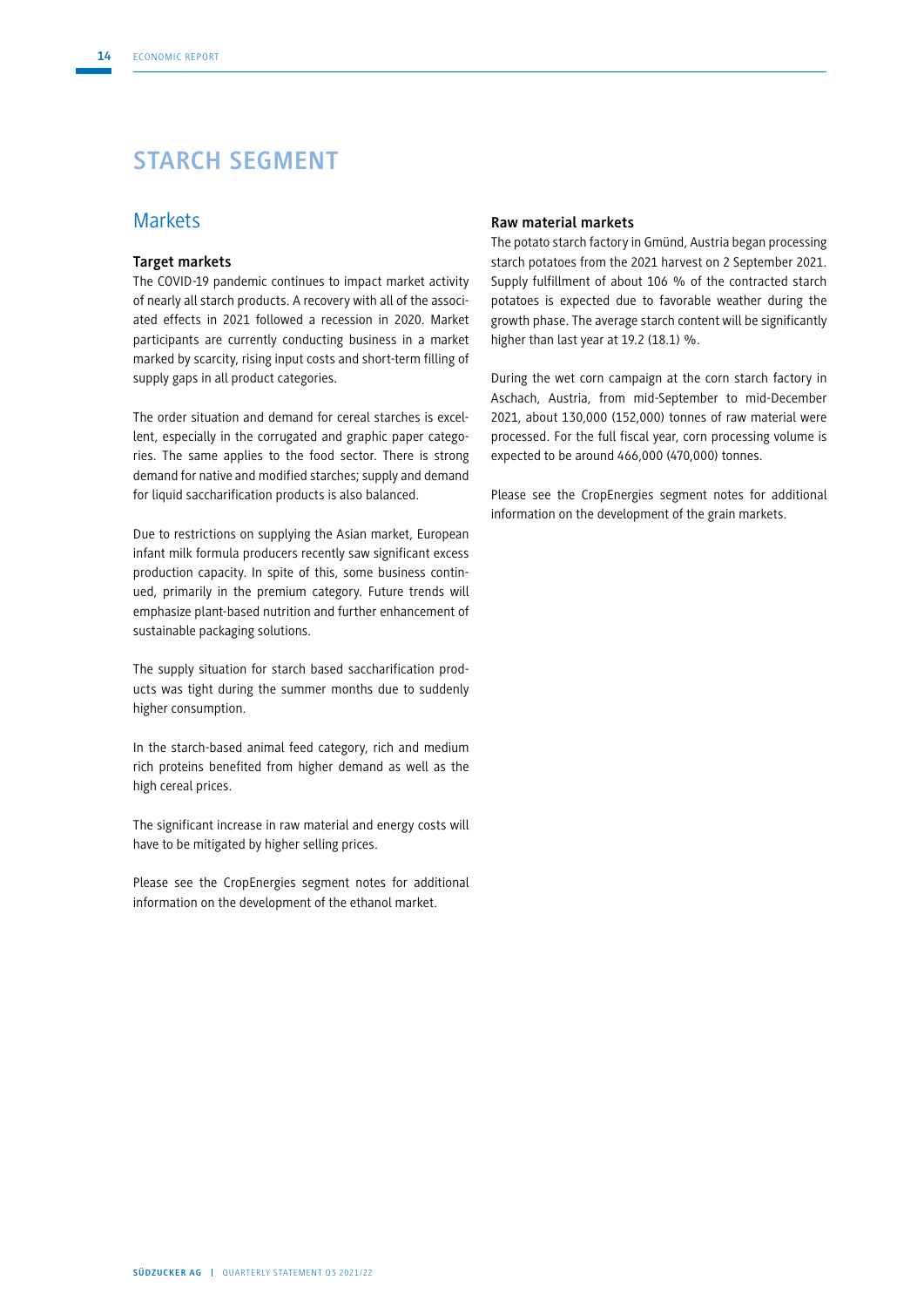# STARCH SEGMENT

## Markets

### Target markets

The COVID-19 pandemic continues to impact market activity of nearly all starch products. A recovery with all of the associated effects in 2021 followed a recession in 2020. Market participants are currently conducting business in a market marked by scarcity, rising input costs and short-term filling of supply gaps in all product categories.

The order situation and demand for cereal starches is excellent, especially in the corrugated and graphic paper categories. The same applies to the food sector. There is strong demand for native and modified starches; supply and demand for liquid saccharification products is also balanced.

Due to restrictions on supplying the Asian market, European infant milk formula producers recently saw significant excess production capacity. In spite of this, some business continued, primarily in the premium category. Future trends will emphasize plant-based nutrition and further enhancement of sustainable packaging solutions.

The supply situation for starch based saccharification products was tight during the summer months due to suddenly higher consumption.

In the starch-based animal feed category, rich and medium rich proteins benefited from higher demand as well as the high cereal prices.

The significant increase in raw material and energy costs will have to be mitigated by higher selling prices.

Please see the CropEnergies segment notes for additional information on the development of the ethanol market.

### Raw material markets

The potato starch factory in Gmünd, Austria began processing starch potatoes from the 2021 harvest on 2 September 2021. Supply fulfillment of about 106 % of the contracted starch potatoes is expected due to favorable weather during the growth phase. The average starch content will be significantly higher than last year at 19.2 (18.1) %.

During the wet corn campaign at the corn starch factory in Aschach, Austria, from mid-September to mid-December 2021, about 130,000 (152,000) tonnes of raw material were processed. For the full fiscal year, corn processing volume is expected to be around 466,000 (470,000) tonnes.

Please see the CropEnergies segment notes for additional information on the development of the grain markets.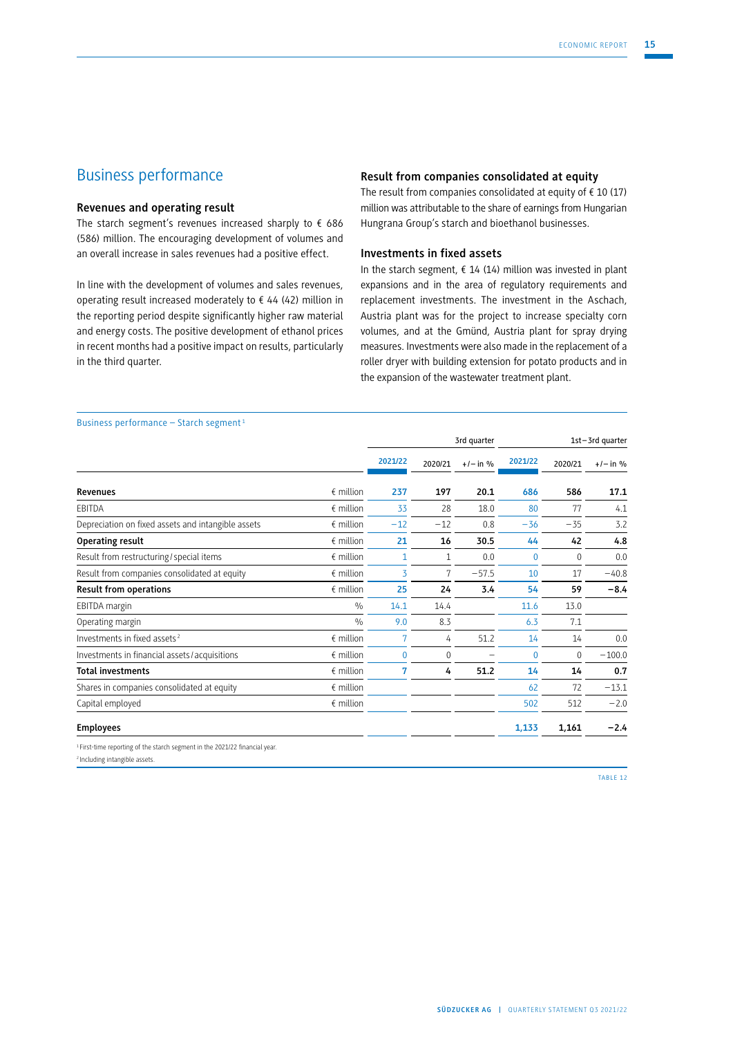## Business performance

### Revenues and operating result

The starch segment's revenues increased sharply to € 686 (586) million. The encouraging development of volumes and an overall increase in sales revenues had a positive effect.

In line with the development of volumes and sales revenues, operating result increased moderately to € 44 (42) million in the reporting period despite significantly higher raw material and energy costs. The positive development of ethanol prices in recent months had a positive impact on results, particularly in the third quarter.

### Result from companies consolidated at equity

The result from companies consolidated at equity of € 10 (17) million was attributable to the share of earnings from Hungarian Hungrana Group's starch and bioethanol businesses.

### Investments in fixed assets

In the starch segment, € 14 (14) million was invested in plant expansions and in the area of regulatory requirements and replacement investments. The investment in the Aschach, Austria plant was for the project to increase specialty corn volumes, and at the Gmünd, Austria plant for spray drying measures. Investments were also made in the replacement of a roller dryer with building extension for potato products and in the expansion of the wastewater treatment plant.

Business performance – Starch segment [1]

| | | 3rd quarter | | | 1st–3rd quarter | | |
|---|---|---|---|---|---|---|---|
| | | 2021/22 | 2020/21 | +/– in % | 2021/22 | 2020/21 | +/– in % |
| **Revenues** | € million | **237** | **197** | **20.1** | **686** | **586** | **17.1** |
| EBITDA | € million | 33 | 28 | 18.0 | 80 | 77 | 4.1 |
| Depreciation on fixed assets and intangible assets | € million | –12 | –12 | 0.8 | –36 | –35 | 3.2 |
| **Operating result** | € million | **21** | **16** | **30.5** | **44** | **42** | **4.8** |
| Result from restructuring / special items | € million | 1 | 1 | 0.0 | 0 | 0 | 0.0 |
| Result from companies consolidated at equity | € million | 3 | 7 | –57.5 | 10 | 17 | –40.8 |
| **Result from operations** | € million | **25** | **24** | **3.4** | **54** | **59** | **–8.4** |
| EBITDA margin | % | 14.1 | 14.4 | | 11.6 | 13.0 | |
| Operating margin | % | 9.0 | 8.3 | | 6.3 | 7.1 | |
| Investments in fixed assets [2] | € million | 7 | 4 | 51.2 | 14 | 14 | 0.0 |
| Investments in financial assets / acquisitions | € million | 0 | 0 | – | 0 | 0 | –100.0 |
| **Total investments** | € million | **7** | **4** | **51.2** | **14** | **14** | **0.7** |
| Shares in companies consolidated at equity | € million | | | | 62 | 72 | –13.1 |
| Capital employed | € million | | | | 502 | 512 | –2.0 |
| **Employees** | | | | | **1,133** | **1,161** | **–2.4** |

[1] First-time reporting of the starch segment in the 2021/22 financial year.
[2] Including intangible assets.

TABLE 12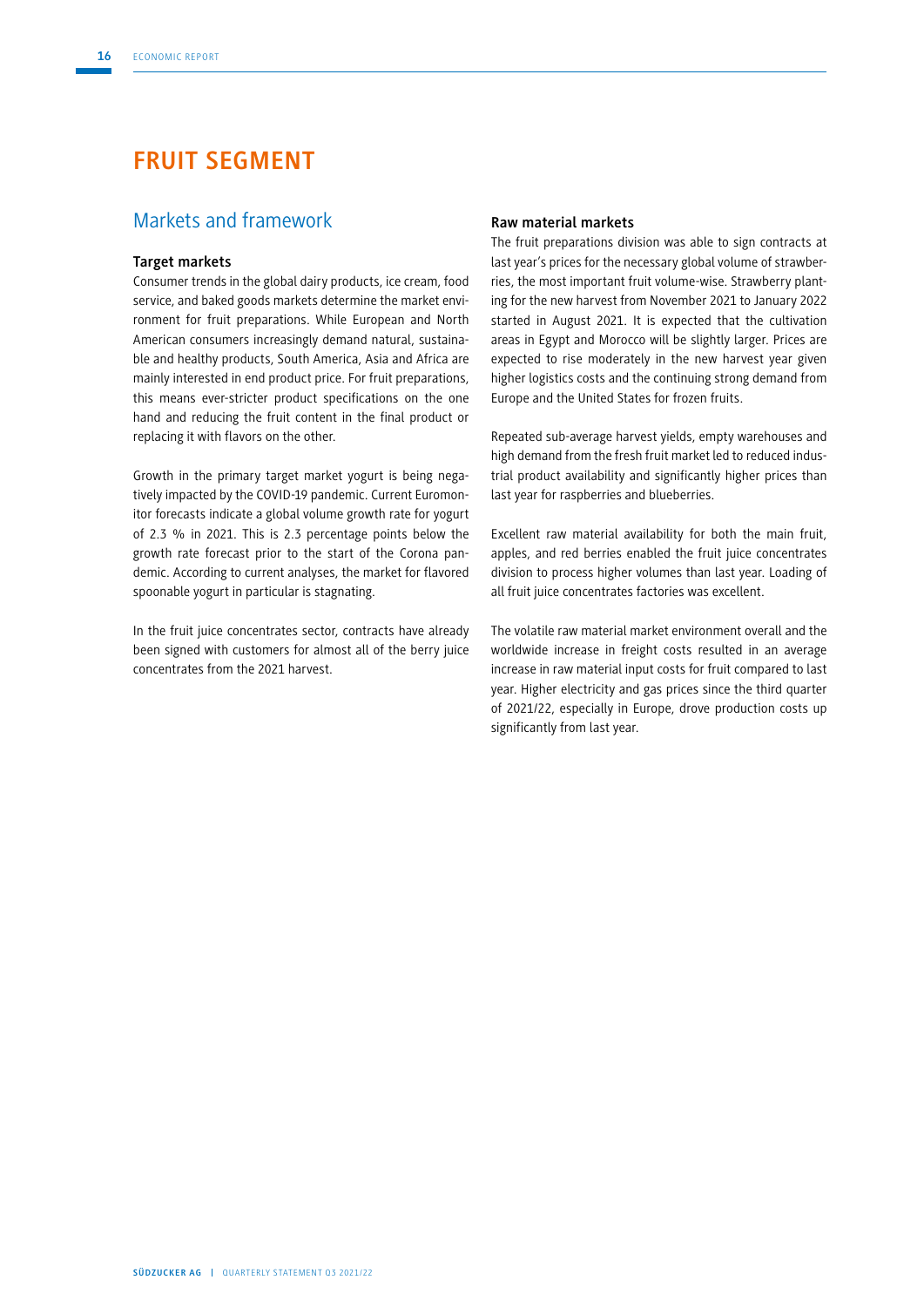# FRUIT SEGMENT

## Markets and framework

### Target markets

Consumer trends in the global dairy products, ice cream, food service, and baked goods markets determine the market environment for fruit preparations. While European and North American consumers increasingly demand natural, sustainable and healthy products, South America, Asia and Africa are mainly interested in end product price. For fruit preparations, this means ever-stricter product specifications on the one hand and reducing the fruit content in the final product or replacing it with flavors on the other.

Growth in the primary target market yogurt is being negatively impacted by the COVID-19 pandemic. Current Euromonitor forecasts indicate a global volume growth rate for yogurt of 2.3 % in 2021. This is 2.3 percentage points below the growth rate forecast prior to the start of the Corona pandemic. According to current analyses, the market for flavored spoonable yogurt in particular is stagnating.

In the fruit juice concentrates sector, contracts have already been signed with customers for almost all of the berry juice concentrates from the 2021 harvest.

### Raw material markets

The fruit preparations division was able to sign contracts at last year's prices for the necessary global volume of strawberries, the most important fruit volume-wise. Strawberry planting for the new harvest from November 2021 to January 2022 started in August 2021. It is expected that the cultivation areas in Egypt and Morocco will be slightly larger. Prices are expected to rise moderately in the new harvest year given higher logistics costs and the continuing strong demand from Europe and the United States for frozen fruits.

Repeated sub-average harvest yields, empty warehouses and high demand from the fresh fruit market led to reduced industrial product availability and significantly higher prices than last year for raspberries and blueberries.

Excellent raw material availability for both the main fruit, apples, and red berries enabled the fruit juice concentrates division to process higher volumes than last year. Loading of all fruit juice concentrates factories was excellent.

The volatile raw material market environment overall and the worldwide increase in freight costs resulted in an average increase in raw material input costs for fruit compared to last year. Higher electricity and gas prices since the third quarter of 2021/22, especially in Europe, drove production costs up significantly from last year.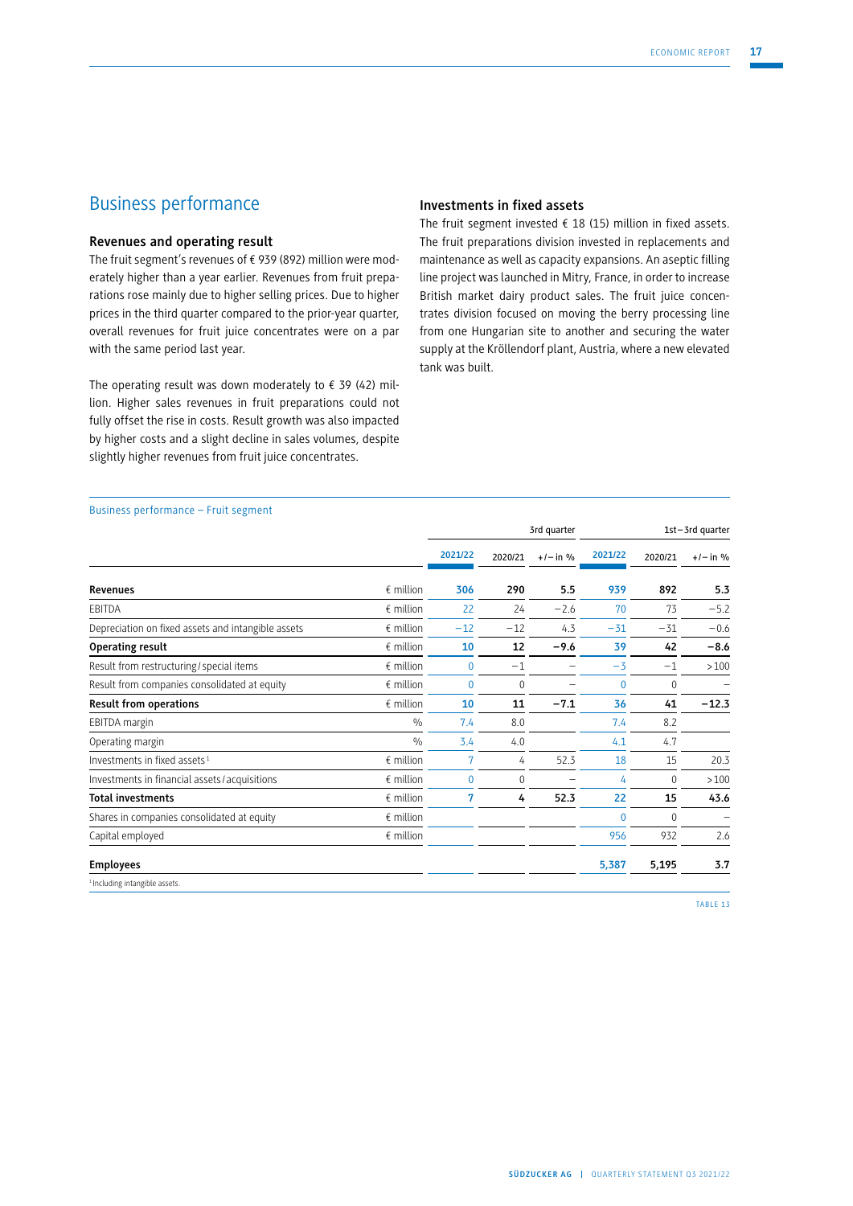## Business performance

### Revenues and operating result

The fruit segment's revenues of € 939 (892) million were moderately higher than a year earlier. Revenues from fruit preparations rose mainly due to higher selling prices. Due to higher prices in the third quarter compared to the prior-year quarter, overall revenues for fruit juice concentrates were on a par with the same period last year.

The operating result was down moderately to € 39 (42) million. Higher sales revenues in fruit preparations could not fully offset the rise in costs. Result growth was also impacted by higher costs and a slight decline in sales volumes, despite slightly higher revenues from fruit juice concentrates.

### Investments in fixed assets

The fruit segment invested € 18 (15) million in fixed assets. The fruit preparations division invested in replacements and maintenance as well as capacity expansions. An aseptic filling line project was launched in Mitry, France, in order to increase British market dairy product sales. The fruit juice concentrates division focused on moving the berry processing line from one Hungarian site to another and securing the water supply at the Kröllendorf plant, Austria, where a new elevated tank was built.

Business performance – Fruit segment

| | | 3rd quarter | | | 1st – 3rd quarter | | |
|---|---|---|---|---|---|---|---|
| | | 2021/22 | 2020/21 | +/– in % | 2021/22 | 2020/21 | +/– in % |
| **Revenues** | € million | **306** | **290** | **5.5** | **939** | **892** | **5.3** |
| EBITDA | € million | 22 | 24 | –2.6 | 70 | 73 | –5.2 |
| Depreciation on fixed assets and intangible assets | € million | –12 | –12 | 4.3 | –31 | –31 | –0.6 |
| **Operating result** | € million | **10** | **12** | **–9.6** | **39** | **42** | **–8.6** |
| Result from restructuring / special items | € million | 0 | –1 | – | –3 | –1 | >100 |
| Result from companies consolidated at equity | € million | 0 | 0 | – | 0 | 0 | – |
| **Result from operations** | € million | **10** | **11** | **–7.1** | **36** | **41** | **–12.3** |
| EBITDA margin | % | 7.4 | 8.0 | | 7.4 | 8.2 | |
| Operating margin | % | 3.4 | 4.0 | | 4.1 | 4.7 | |
| Investments in fixed assets [1] | € million | 7 | 4 | 52.3 | 18 | 15 | 20.3 |
| Investments in financial assets / acquisitions | € million | 0 | 0 | – | 4 | 0 | >100 |
| **Total investments** | € million | **7** | **4** | **52.3** | **22** | **15** | **43.6** |
| Shares in companies consolidated at equity | € million | | | | 0 | 0 | – |
| Capital employed | € million | | | | 956 | 932 | 2.6 |
| **Employees** | | | | | **5,387** | **5,195** | **3.7** |

[1] Including intangible assets.

TABLE 13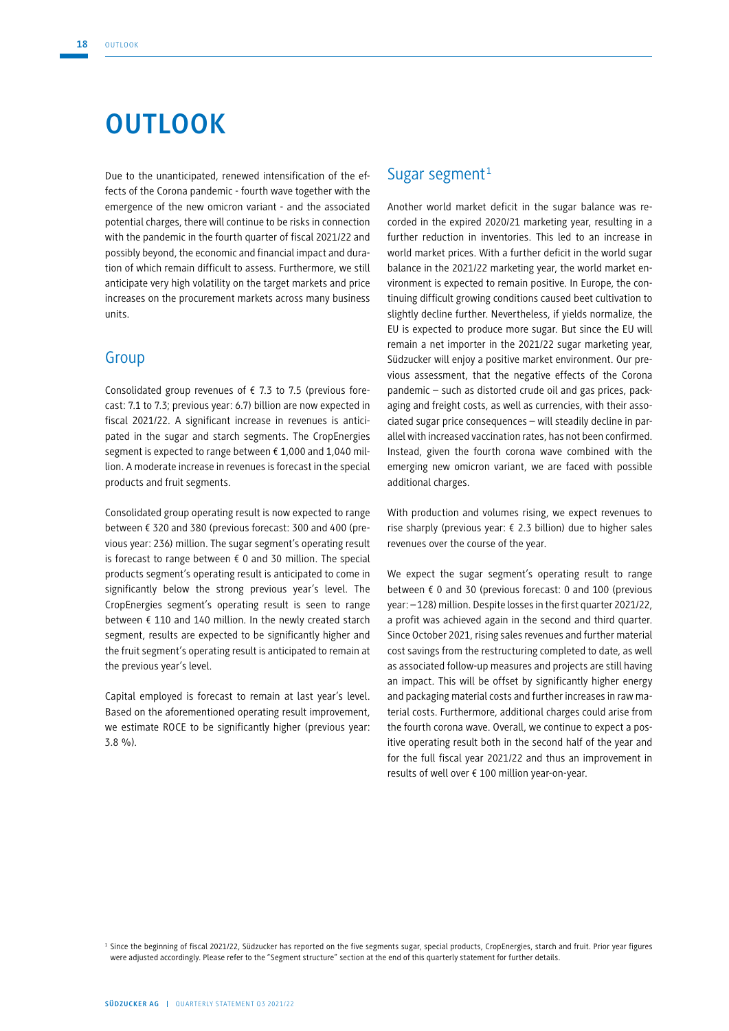# OUTLOOK

Due to the unanticipated, renewed intensification of the effects of the Corona pandemic - fourth wave together with the emergence of the new omicron variant - and the associated potential charges, there will continue to be risks in connection with the pandemic in the fourth quarter of fiscal 2021/22 and possibly beyond, the economic and financial impact and duration of which remain difficult to assess. Furthermore, we still anticipate very high volatility on the target markets and price increases on the procurement markets across many business units.

## Group

Consolidated group revenues of € 7.3 to 7.5 (previous forecast: 7.1 to 7.3; previous year: 6.7) billion are now expected in fiscal 2021/22. A significant increase in revenues is anticipated in the sugar and starch segments. The CropEnergies segment is expected to range between € 1,000 and 1,040 million. A moderate increase in revenues is forecast in the special products and fruit segments.

Consolidated group operating result is now expected to range between € 320 and 380 (previous forecast: 300 and 400 (previous year: 236) million. The sugar segment's operating result is forecast to range between € 0 and 30 million. The special products segment's operating result is anticipated to come in significantly below the strong previous year's level. The CropEnergies segment's operating result is seen to range between € 110 and 140 million. In the newly created starch segment, results are expected to be significantly higher and the fruit segment's operating result is anticipated to remain at the previous year's level.

Capital employed is forecast to remain at last year's level. Based on the aforementioned operating result improvement, we estimate ROCE to be significantly higher (previous year: 3.8 %).

## Sugar segment[1]

Another world market deficit in the sugar balance was recorded in the expired 2020/21 marketing year, resulting in a further reduction in inventories. This led to an increase in world market prices. With a further deficit in the world sugar balance in the 2021/22 marketing year, the world market environment is expected to remain positive. In Europe, the continuing difficult growing conditions caused beet cultivation to slightly decline further. Nevertheless, if yields normalize, the EU is expected to produce more sugar. But since the EU will remain a net importer in the 2021/22 sugar marketing year, Südzucker will enjoy a positive market environment. Our previous assessment, that the negative effects of the Corona pandemic – such as distorted crude oil and gas prices, packaging and freight costs, as well as currencies, with their associated sugar price consequences – will steadily decline in parallel with increased vaccination rates, has not been confirmed. Instead, given the fourth corona wave combined with the emerging new omicron variant, we are faced with possible additional charges.

With production and volumes rising, we expect revenues to rise sharply (previous year: € 2.3 billion) due to higher sales revenues over the course of the year.

We expect the sugar segment's operating result to range between € 0 and 30 (previous forecast: 0 and 100 (previous year: –128) million. Despite losses in the first quarter 2021/22, a profit was achieved again in the second and third quarter. Since October 2021, rising sales revenues and further material cost savings from the restructuring completed to date, as well as associated follow-up measures and projects are still having an impact. This will be offset by significantly higher energy and packaging material costs and further increases in raw material costs. Furthermore, additional charges could arise from the fourth corona wave. Overall, we continue to expect a positive operating result both in the second half of the year and for the full fiscal year 2021/22 and thus an improvement in results of well over € 100 million year-on-year.

[1] Since the beginning of fiscal 2021/22, Südzucker has reported on the five segments sugar, special products, CropEnergies, starch and fruit. Prior year figures were adjusted accordingly. Please refer to the "Segment structure" section at the end of this quarterly statement for further details.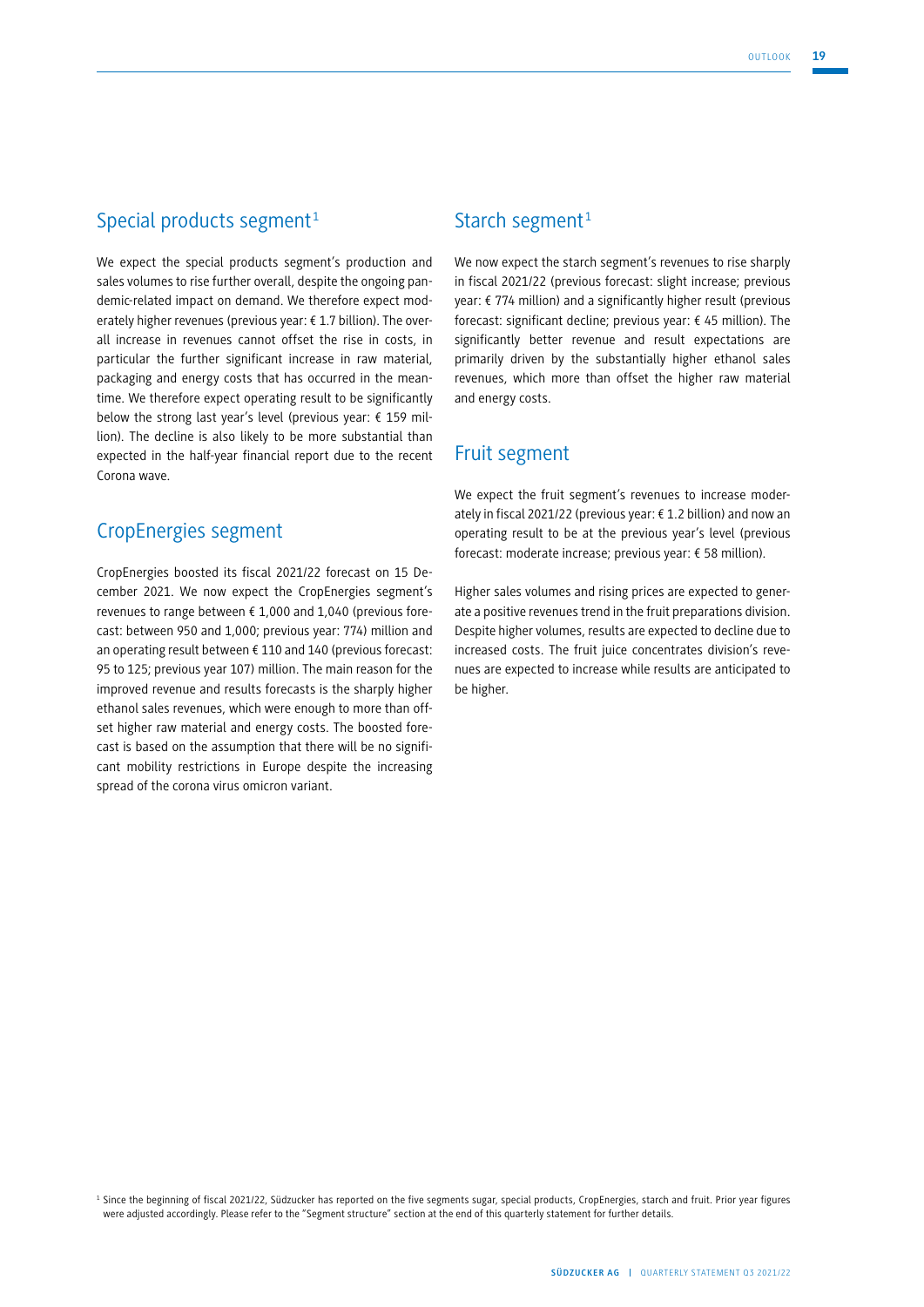## Special products segment[1]

We expect the special products segment's production and sales volumes to rise further overall, despite the ongoing pandemic-related impact on demand. We therefore expect moderately higher revenues (previous year: € 1.7 billion). The overall increase in revenues cannot offset the rise in costs, in particular the further significant increase in raw material, packaging and energy costs that has occurred in the meantime. We therefore expect operating result to be significantly below the strong last year's level (previous year: € 159 million). The decline is also likely to be more substantial than expected in the half-year financial report due to the recent Corona wave.

## CropEnergies segment

CropEnergies boosted its fiscal 2021/22 forecast on 15 December 2021. We now expect the CropEnergies segment's revenues to range between € 1,000 and 1,040 (previous forecast: between 950 and 1,000; previous year: 774) million and an operating result between € 110 and 140 (previous forecast: 95 to 125; previous year 107) million. The main reason for the improved revenue and results forecasts is the sharply higher ethanol sales revenues, which were enough to more than offset higher raw material and energy costs. The boosted forecast is based on the assumption that there will be no significant mobility restrictions in Europe despite the increasing spread of the corona virus omicron variant.

## Starch segment[1]

We now expect the starch segment's revenues to rise sharply in fiscal 2021/22 (previous forecast: slight increase; previous year: € 774 million) and a significantly higher result (previous forecast: significant decline; previous year: € 45 million). The significantly better revenue and result expectations are primarily driven by the substantially higher ethanol sales revenues, which more than offset the higher raw material and energy costs.

## Fruit segment

We expect the fruit segment's revenues to increase moderately in fiscal 2021/22 (previous year: € 1.2 billion) and now an operating result to be at the previous year's level (previous forecast: moderate increase; previous year: € 58 million).

Higher sales volumes and rising prices are expected to generate a positive revenues trend in the fruit preparations division. Despite higher volumes, results are expected to decline due to increased costs. The fruit juice concentrates division's revenues are expected to increase while results are anticipated to be higher.

[1] Since the beginning of fiscal 2021/22, Südzucker has reported on the five segments sugar, special products, CropEnergies, starch and fruit. Prior year figures were adjusted accordingly. Please refer to the "Segment structure" section at the end of this quarterly statement for further details.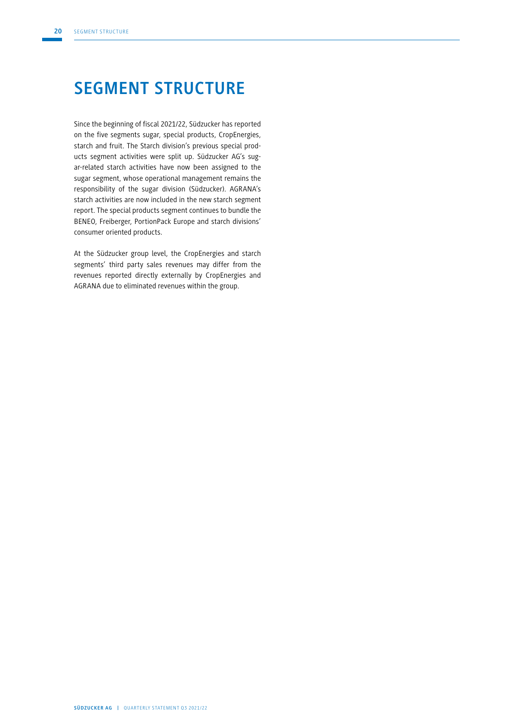# SEGMENT STRUCTURE

Since the beginning of fiscal 2021/22, Südzucker has reported on the five segments sugar, special products, CropEnergies, starch and fruit. The Starch division's previous special products segment activities were split up. Südzucker AG's sugar-related starch activities have now been assigned to the sugar segment, whose operational management remains the responsibility of the sugar division (Südzucker). AGRANA's starch activities are now included in the new starch segment report. The special products segment continues to bundle the BENEO, Freiberger, PortionPack Europe and starch divisions' consumer oriented products.

At the Südzucker group level, the CropEnergies and starch segments' third party sales revenues may differ from the revenues reported directly externally by CropEnergies and AGRANA due to eliminated revenues within the group.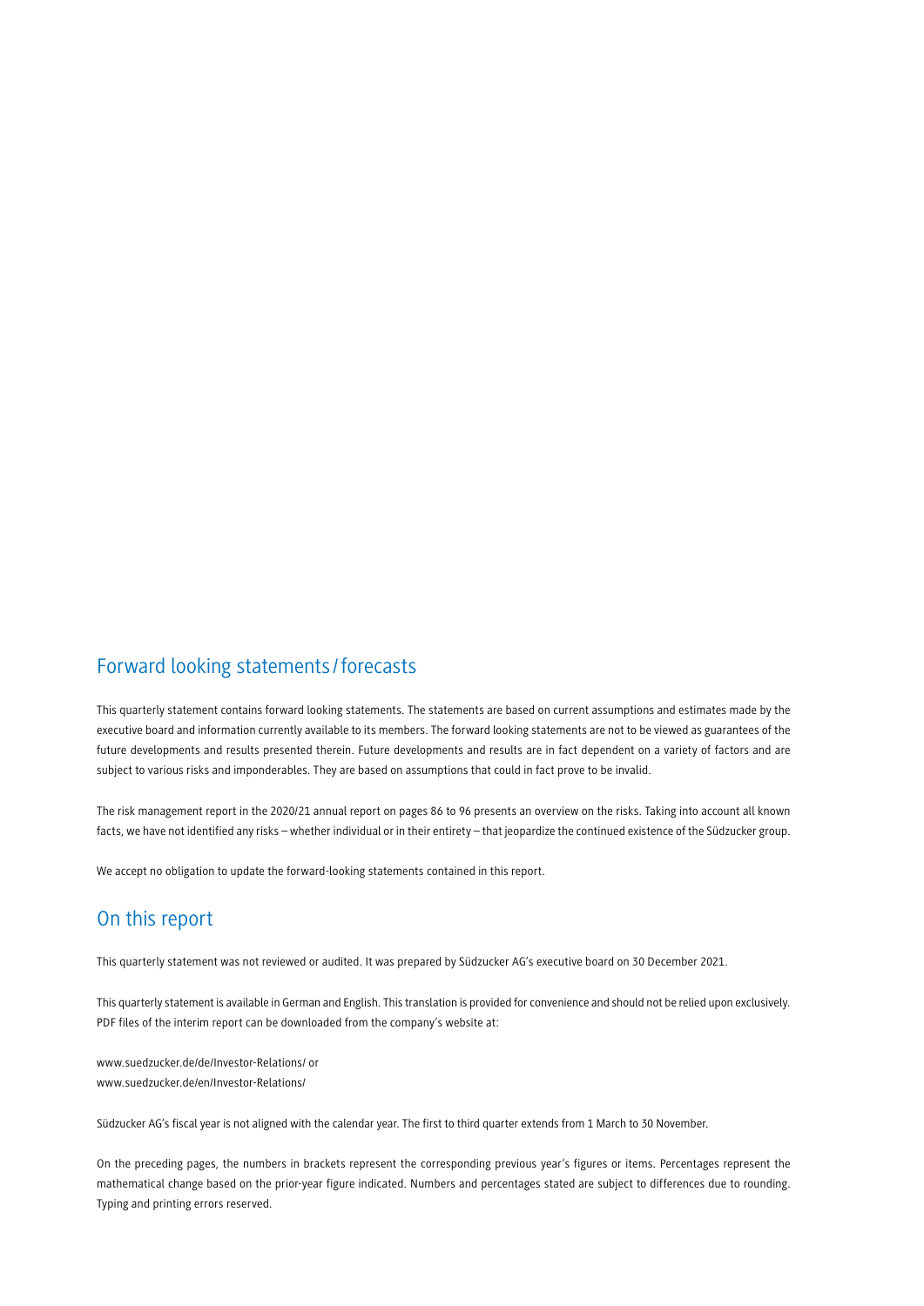## Forward looking statements / forecasts

This quarterly statement contains forward looking statements. The statements are based on current assumptions and estimates made by the executive board and information currently available to its members. The forward looking statements are not to be viewed as guarantees of the future developments and results presented therein. Future developments and results are in fact dependent on a variety of factors and are subject to various risks and imponderables. They are based on assumptions that could in fact prove to be invalid.

The risk management report in the 2020/21 annual report on pages 86 to 96 presents an overview on the risks. Taking into account all known facts, we have not identified any risks – whether individual or in their entirety – that jeopardize the continued existence of the Südzucker group.

We accept no obligation to update the forward-looking statements contained in this report.

## On this report

This quarterly statement was not reviewed or audited. It was prepared by Südzucker AG's executive board on 30 December 2021.

This quarterly statement is available in German and English. This translation is provided for convenience and should not be relied upon exclusively. PDF files of the interim report can be downloaded from the company's website at:

www.suedzucker.de/de/Investor-Relations/ or
www.suedzucker.de/en/Investor-Relations/

Südzucker AG's fiscal year is not aligned with the calendar year. The first to third quarter extends from 1 March to 30 November.

On the preceding pages, the numbers in brackets represent the corresponding previous year's figures or items. Percentages represent the mathematical change based on the prior-year figure indicated. Numbers and percentages stated are subject to differences due to rounding. Typing and printing errors reserved.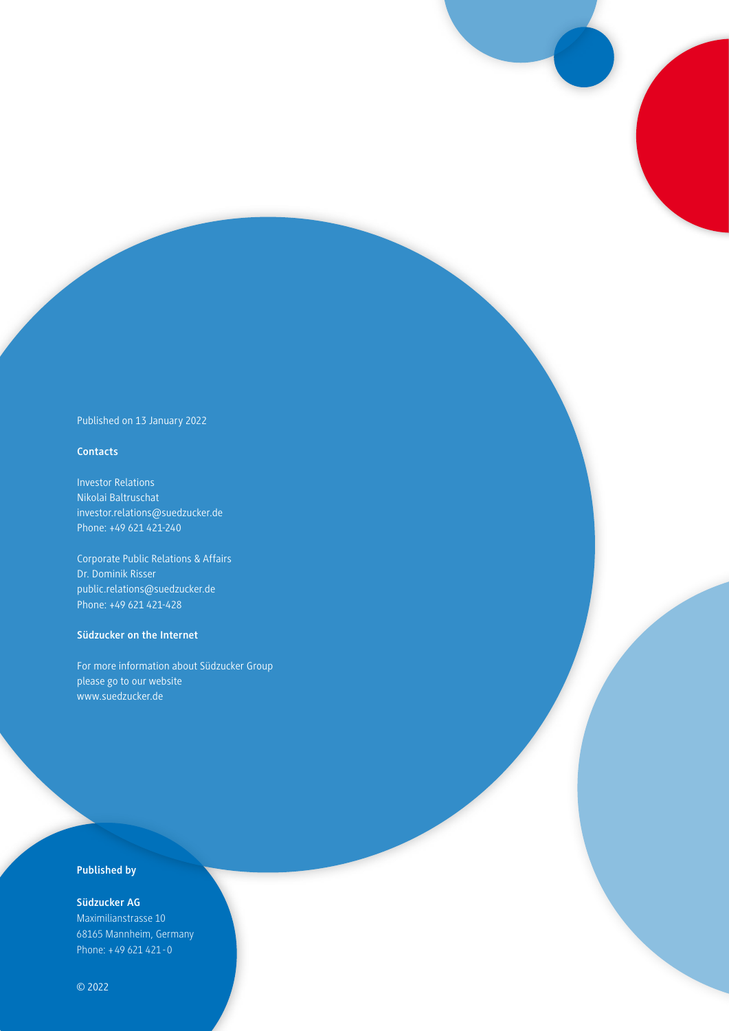Published on 13 January 2022

**Contacts**

Investor Relations
Nikolai Baltruschat
investor.relations@suedzucker.de
Phone: +49 621 421-240

Corporate Public Relations & Affairs
Dr. Dominik Risser
public.relations@suedzucker.de
Phone: +49 621 421-428

**Südzucker on the Internet**

For more information about Südzucker Group
please go to our website
www.suedzucker.de

**Published by**

**Südzucker AG**
Maximilianstrasse 10
68165 Mannheim, Germany
Phone: +49 621 421-0

© 2022